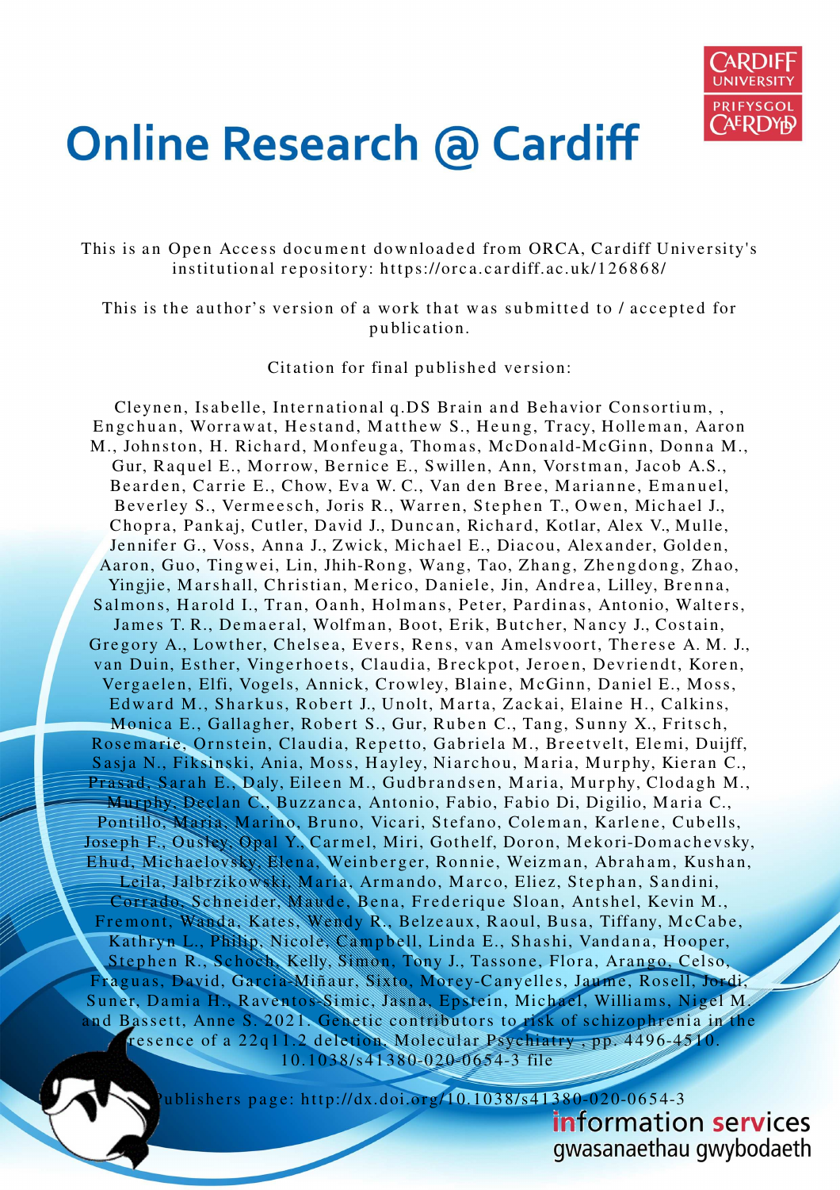# Online Research @ Cardiff

This is an Open Access document downloaded from ORCA, Cardiff University's institutional repository: https://orca.cardiff.ac.uk/126868/

This is the author's version of a work that was submitted to / accepted for publication.

Citation for final published version:

Cleynen, Isabelle, International q.DS Brain and Behavior Consortium, , Engchuan, Worrawat, Hestand, Matthew S., Heung, Tracy, Holleman, Aaron M., Johnston, H. Richard, Monfeuga, Thomas, McDonald-McGinn, Donna M., Gur, Raquel E., Morrow, Bernice E., Swillen, Ann, Vorstman, Jacob A.S., Bearden, Carrie E., Chow, Eva W. C., Van den Bree, Marianne, Emanuel, Beverley S., Vermeesch, Joris R., Warren, Stephen T., Owen, Michael J., Chopra, Pankaj, Cutler, David J., Duncan, Richard, Kotlar, Alex V., Mulle, Jennifer G., Voss, Anna J., Zwick, Michael E., Diacou, Alexander, Golden, Aaron, Guo, Tingwei, Lin, Jhih-Rong, Wang, Tao, Zhang, Zhengdong, Zhao, Yingjie, Marshall, Christian, Merico, Daniele, Jin, Andrea, Lilley, Brenna, Salmons, Harold I., Tran, Oanh, Holmans, Peter, Pardinas, Antonio, Walters, James T. R., Demaeral, Wolfman, Boot, Erik, Butcher, Nancy J., Costain, Gregory A., Lowther, Chelsea, Evers, Rens, van Amelsvoort, Therese A. M. J., van Duin, Esther, Vingerhoets, Claudia, Breckpot, Jeroen, Devriendt, Koren, Vergaelen, Elfi, Vogels, Annick, Crowley, Blaine, McGinn, Daniel E., Moss, Edward M., Sharkus, Robert J., Unolt, Marta, Zackai, Elaine H., Calkins, Monica E., Gallagher, Robert S., Gur, Ruben C., Tang, Sunny X., Fritsch, Rosemarie, Ornstein, Claudia, Repetto, Gabriela M., Breetvelt, Elemi, Duijff, Sasja N., Fiksinski, Ania, Moss, Hayley, Niarchou, Maria, Murphy, Kieran C., Prasad, Sarah E., Daly, Eileen M., Gudbrandsen, Maria, Murphy, Clodagh M., Murphy, Declan C., Buzzanca, Antonio, Fabio, Fabio Di, Digilio, Maria C., Pontillo, Maria, Marino, Bruno, Vicari, Stefano, Coleman, Karlene, Cubells, Joseph F., Ousley, Opal Y., Carmel, Miri, Gothelf, Doron, Mekori-Domachevsky, Ehud, Michaelovsky, Elena, Weinberger, Ronnie, Weizman, Abraham, Kushan, Leila, Jalbrzikowski, Maria, Armando, Marco, Eliez, Stephan, Sandini, Corrado, Schneider, Maude, Bena, Frederique Sloan, Antshel, Kevin M., Fremont, Wanda, Kates, Wendy R., Belzeaux, Raoul, Busa, Tiffany, McCabe, Kathryn L., Philip, Nicole, Campbell, Linda E., Shashi, Vandana, Hooper, Stephen R., Schoch, Kelly, Simon, Tony J., Tassone, Flora, Arango, Celso, Fraguas, David, García-Miñaur, Sixto, Morey-Canyelles, Jaume, Rosell, Jordi, Suner, Damia H., Raventos-Simic, Jasna, Epstein, Michael, Williams, Nigel M. and Bassett, Anne S. 2021. Genetic contributors to risk of schizophrenia in the presence of a 22q11.2 deletion. Molecular Psychiatry , pp. 4496-4510. 10.1038/s41380-020-0654-3 file

Publishers page: http://dx.doi.org/10.1038/s41380-020-0654-3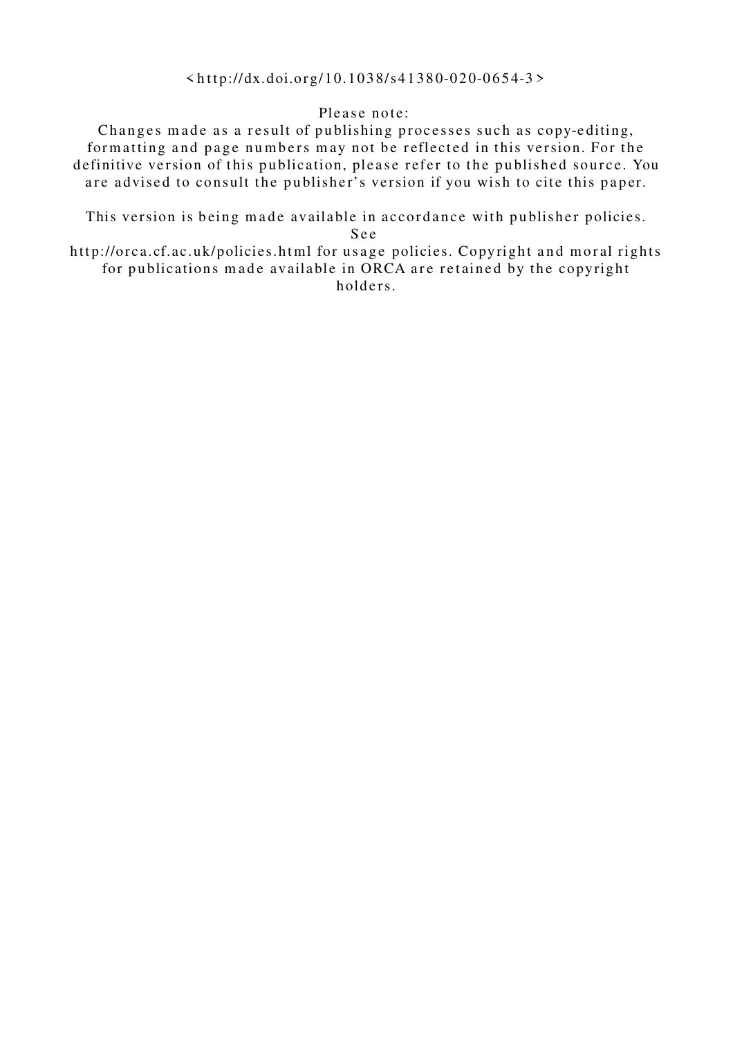<http://dx.doi.org/10.1038/s41380-020-0654-3>

Please note:
Changes made as a result of publishing processes such as copy-editing, formatting and page numbers may not be reflected in this version. For the definitive version of this publication, please refer to the published source. You are advised to consult the publisher's version if you wish to cite this paper.

This version is being made available in accordance with publisher policies. See
http://orca.cf.ac.uk/policies.html for usage policies. Copyright and moral rights for publications made available in ORCA are retained by the copyright holders.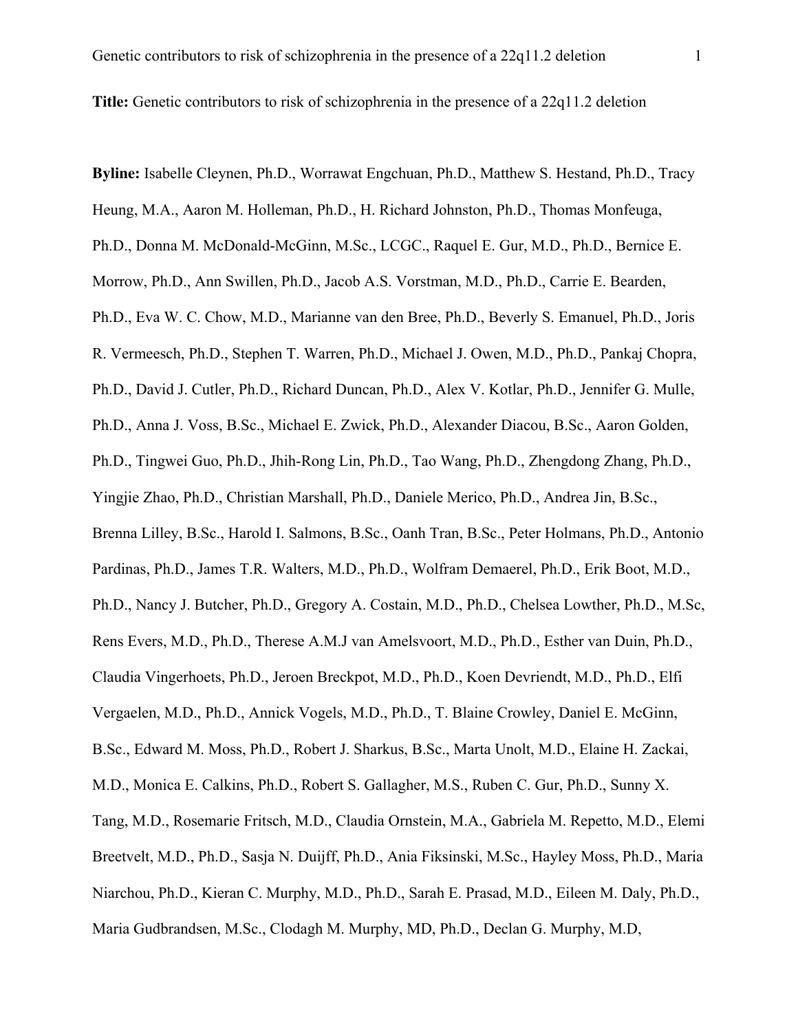**Title:** Genetic contributors to risk of schizophrenia in the presence of a 22q11.2 deletion

**Byline:** Isabelle Cleynen, Ph.D., Worrawat Engchuan, Ph.D., Matthew S. Hestand, Ph.D., Tracy Heung, M.A., Aaron M. Holleman, Ph.D., H. Richard Johnston, Ph.D., Thomas Monfeuga, Ph.D., Donna M. McDonald-McGinn, M.Sc., LCGC., Raquel E. Gur, M.D., Ph.D., Bernice E. Morrow, Ph.D., Ann Swillen, Ph.D., Jacob A.S. Vorstman, M.D., Ph.D., Carrie E. Bearden, Ph.D., Eva W. C. Chow, M.D., Marianne van den Bree, Ph.D., Beverly S. Emanuel, Ph.D., Joris R. Vermeesch, Ph.D., Stephen T. Warren, Ph.D., Michael J. Owen, M.D., Ph.D., Pankaj Chopra, Ph.D., David J. Cutler, Ph.D., Richard Duncan, Ph.D., Alex V. Kotlar, Ph.D., Jennifer G. Mulle, Ph.D., Anna J. Voss, B.Sc., Michael E. Zwick, Ph.D., Alexander Diacou, B.Sc., Aaron Golden, Ph.D., Tingwei Guo, Ph.D., Jhih-Rong Lin, Ph.D., Tao Wang, Ph.D., Zhengdong Zhang, Ph.D., Yingjie Zhao, Ph.D., Christian Marshall, Ph.D., Daniele Merico, Ph.D., Andrea Jin, B.Sc., Brenna Lilley, B.Sc., Harold I. Salmons, B.Sc., Oanh Tran, B.Sc., Peter Holmans, Ph.D., Antonio Pardinas, Ph.D., James T.R. Walters, M.D., Ph.D., Wolfram Demaerel, Ph.D., Erik Boot, M.D., Ph.D., Nancy J. Butcher, Ph.D., Gregory A. Costain, M.D., Ph.D., Chelsea Lowther, Ph.D., M.Sc, Rens Evers, M.D., Ph.D., Therese A.M.J van Amelsvoort, M.D., Ph.D., Esther van Duin, Ph.D., Claudia Vingerhoets, Ph.D., Jeroen Breckpot, M.D., Ph.D., Koen Devriendt, M.D., Ph.D., Elfi Vergaelen, M.D., Ph.D., Annick Vogels, M.D., Ph.D., T. Blaine Crowley, Daniel E. McGinn, B.Sc., Edward M. Moss, Ph.D., Robert J. Sharkus, B.Sc., Marta Unolt, M.D., Elaine H. Zackai, M.D., Monica E. Calkins, Ph.D., Robert S. Gallagher, M.S., Ruben C. Gur, Ph.D., Sunny X. Tang, M.D., Rosemarie Fritsch, M.D., Claudia Ornstein, M.A., Gabriela M. Repetto, M.D., Elemi Breetvelt, M.D., Ph.D., Sasja N. Duijff, Ph.D., Ania Fiksinski, M.Sc., Hayley Moss, Ph.D., Maria Niarchou, Ph.D., Kieran C. Murphy, M.D., Ph.D., Sarah E. Prasad, M.D., Eileen M. Daly, Ph.D., Maria Gudbrandsen, M.Sc., Clodagh M. Murphy, MD, Ph.D., Declan G. Murphy, M.D,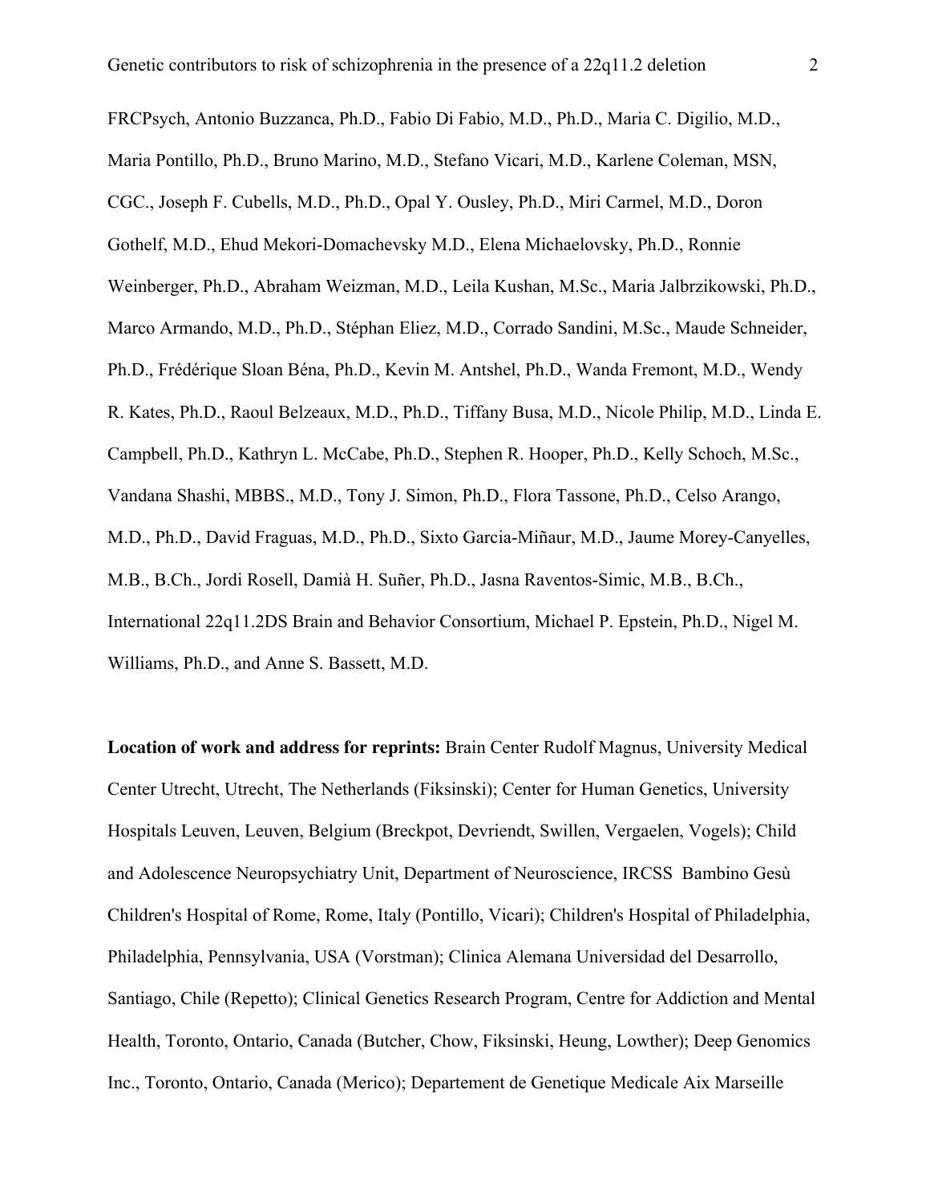FRCPsych, Antonio Buzzanca, Ph.D., Fabio Di Fabio, M.D., Ph.D., Maria C. Digilio, M.D., Maria Pontillo, Ph.D., Bruno Marino, M.D., Stefano Vicari, M.D., Karlene Coleman, MSN, CGC., Joseph F. Cubells, M.D., Ph.D., Opal Y. Ousley, Ph.D., Miri Carmel, M.D., Doron Gothelf, M.D., Ehud Mekori-Domachevsky M.D., Elena Michaelovsky, Ph.D., Ronnie Weinberger, Ph.D., Abraham Weizman, M.D., Leila Kushan, M.Sc., Maria Jalbrzikowski, Ph.D., Marco Armando, M.D., Ph.D., Stéphan Eliez, M.D., Corrado Sandini, M.Sc., Maude Schneider, Ph.D., Frédérique Sloan Béna, Ph.D., Kevin M. Antshel, Ph.D., Wanda Fremont, M.D., Wendy R. Kates, Ph.D., Raoul Belzeaux, M.D., Ph.D., Tiffany Busa, M.D., Nicole Philip, M.D., Linda E. Campbell, Ph.D., Kathryn L. McCabe, Ph.D., Stephen R. Hooper, Ph.D., Kelly Schoch, M.Sc., Vandana Shashi, MBBS., M.D., Tony J. Simon, Ph.D., Flora Tassone, Ph.D., Celso Arango, M.D., Ph.D., David Fraguas, M.D., Ph.D., Sixto Garcia-Miñaur, M.D., Jaume Morey-Canyelles, M.B., B.Ch., Jordi Rosell, Damià H. Suñer, Ph.D., Jasna Raventos-Simic, M.B., B.Ch., International 22q11.2DS Brain and Behavior Consortium, Michael P. Epstein, Ph.D., Nigel M. Williams, Ph.D., and Anne S. Bassett, M.D.

**Location of work and address for reprints:** Brain Center Rudolf Magnus, University Medical Center Utrecht, Utrecht, The Netherlands (Fiksinski); Center for Human Genetics, University Hospitals Leuven, Leuven, Belgium (Breckpot, Devriendt, Swillen, Vergaelen, Vogels); Child and Adolescence Neuropsychiatry Unit, Department of Neuroscience, IRCSS Bambino Gesù Children's Hospital of Rome, Rome, Italy (Pontillo, Vicari); Children's Hospital of Philadelphia, Philadelphia, Pennsylvania, USA (Vorstman); Clinica Alemana Universidad del Desarrollo, Santiago, Chile (Repetto); Clinical Genetics Research Program, Centre for Addiction and Mental Health, Toronto, Ontario, Canada (Butcher, Chow, Fiksinski, Heung, Lowther); Deep Genomics Inc., Toronto, Ontario, Canada (Merico); Departement de Genetique Medicale Aix Marseille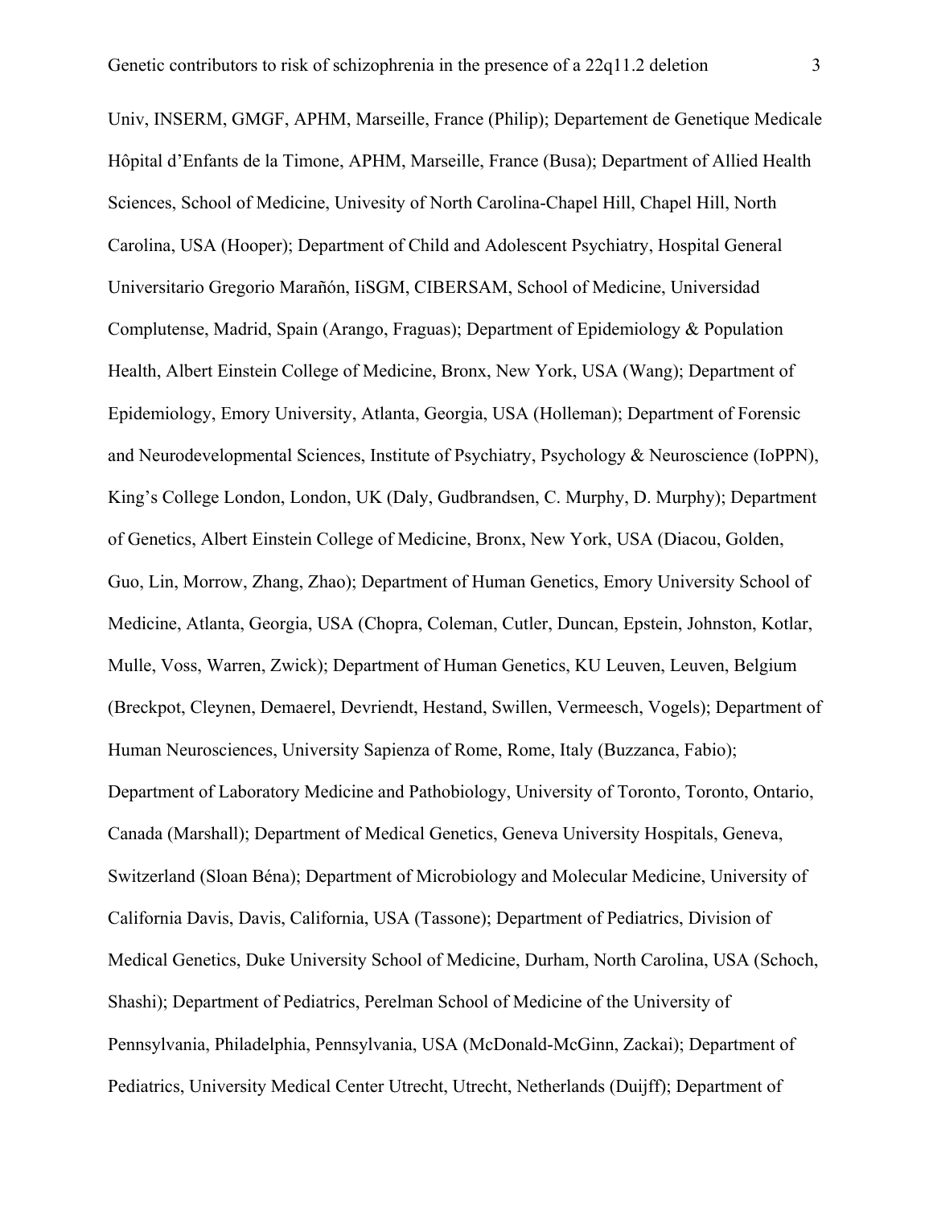Univ, INSERM, GMGF, APHM, Marseille, France (Philip); Departement de Genetique Medicale Hôpital d'Enfants de la Timone, APHM, Marseille, France (Busa); Department of Allied Health Sciences, School of Medicine, Univesity of North Carolina-Chapel Hill, Chapel Hill, North Carolina, USA (Hooper); Department of Child and Adolescent Psychiatry, Hospital General Universitario Gregorio Marañón, IiSGM, CIBERSAM, School of Medicine, Universidad Complutense, Madrid, Spain (Arango, Fraguas); Department of Epidemiology & Population Health, Albert Einstein College of Medicine, Bronx, New York, USA (Wang); Department of Epidemiology, Emory University, Atlanta, Georgia, USA (Holleman); Department of Forensic and Neurodevelopmental Sciences, Institute of Psychiatry, Psychology & Neuroscience (IoPPN), King's College London, London, UK (Daly, Gudbrandsen, C. Murphy, D. Murphy); Department of Genetics, Albert Einstein College of Medicine, Bronx, New York, USA (Diacou, Golden, Guo, Lin, Morrow, Zhang, Zhao); Department of Human Genetics, Emory University School of Medicine, Atlanta, Georgia, USA (Chopra, Coleman, Cutler, Duncan, Epstein, Johnston, Kotlar, Mulle, Voss, Warren, Zwick); Department of Human Genetics, KU Leuven, Leuven, Belgium (Breckpot, Cleynen, Demaerel, Devriendt, Hestand, Swillen, Vermeesch, Vogels); Department of Human Neurosciences, University Sapienza of Rome, Rome, Italy (Buzzanca, Fabio); Department of Laboratory Medicine and Pathobiology, University of Toronto, Toronto, Ontario, Canada (Marshall); Department of Medical Genetics, Geneva University Hospitals, Geneva, Switzerland (Sloan Béna); Department of Microbiology and Molecular Medicine, University of California Davis, Davis, California, USA (Tassone); Department of Pediatrics, Division of Medical Genetics, Duke University School of Medicine, Durham, North Carolina, USA (Schoch, Shashi); Department of Pediatrics, Perelman School of Medicine of the University of Pennsylvania, Philadelphia, Pennsylvania, USA (McDonald-McGinn, Zackai); Department of Pediatrics, University Medical Center Utrecht, Utrecht, Netherlands (Duijff); Department of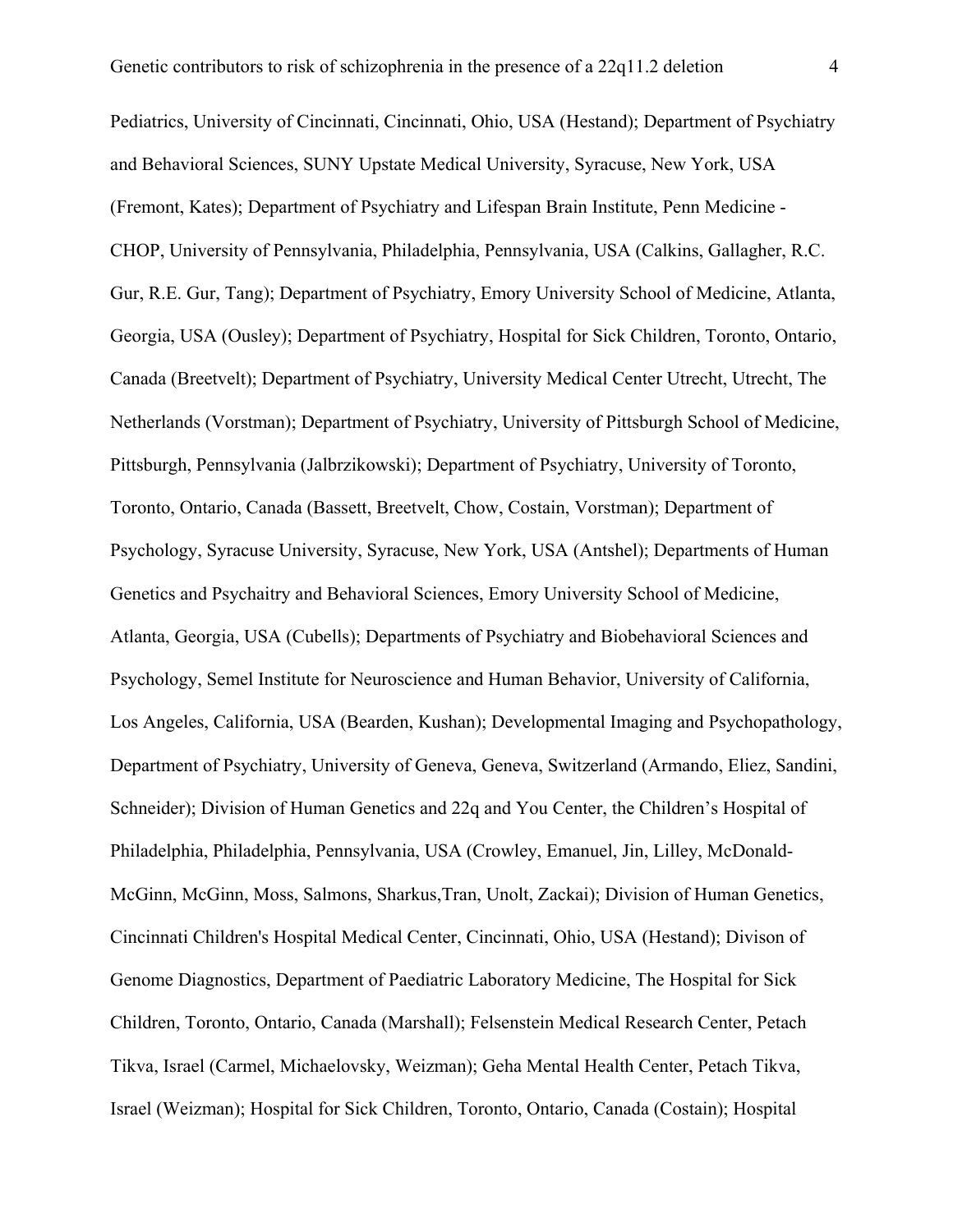Pediatrics, University of Cincinnati, Cincinnati, Ohio, USA (Hestand); Department of Psychiatry and Behavioral Sciences, SUNY Upstate Medical University, Syracuse, New York, USA (Fremont, Kates); Department of Psychiatry and Lifespan Brain Institute, Penn Medicine - CHOP, University of Pennsylvania, Philadelphia, Pennsylvania, USA (Calkins, Gallagher, R.C. Gur, R.E. Gur, Tang); Department of Psychiatry, Emory University School of Medicine, Atlanta, Georgia, USA (Ousley); Department of Psychiatry, Hospital for Sick Children, Toronto, Ontario, Canada (Breetvelt); Department of Psychiatry, University Medical Center Utrecht, Utrecht, The Netherlands (Vorstman); Department of Psychiatry, University of Pittsburgh School of Medicine, Pittsburgh, Pennsylvania (Jalbrzikowski); Department of Psychiatry, University of Toronto, Toronto, Ontario, Canada (Bassett, Breetvelt, Chow, Costain, Vorstman); Department of Psychology, Syracuse University, Syracuse, New York, USA (Antshel); Departments of Human Genetics and Psychaitry and Behavioral Sciences, Emory University School of Medicine, Atlanta, Georgia, USA (Cubells); Departments of Psychiatry and Biobehavioral Sciences and Psychology, Semel Institute for Neuroscience and Human Behavior, University of California, Los Angeles, California, USA (Bearden, Kushan); Developmental Imaging and Psychopathology, Department of Psychiatry, University of Geneva, Geneva, Switzerland (Armando, Eliez, Sandini, Schneider); Division of Human Genetics and 22q and You Center, the Children's Hospital of Philadelphia, Philadelphia, Pennsylvania, USA (Crowley, Emanuel, Jin, Lilley, McDonald-McGinn, McGinn, Moss, Salmons, Sharkus,Tran, Unolt, Zackai); Division of Human Genetics, Cincinnati Children's Hospital Medical Center, Cincinnati, Ohio, USA (Hestand); Divison of Genome Diagnostics, Department of Paediatric Laboratory Medicine, The Hospital for Sick Children, Toronto, Ontario, Canada (Marshall); Felsenstein Medical Research Center, Petach Tikva, Israel (Carmel, Michaelovsky, Weizman); Geha Mental Health Center, Petach Tikva, Israel (Weizman); Hospital for Sick Children, Toronto, Ontario, Canada (Costain); Hospital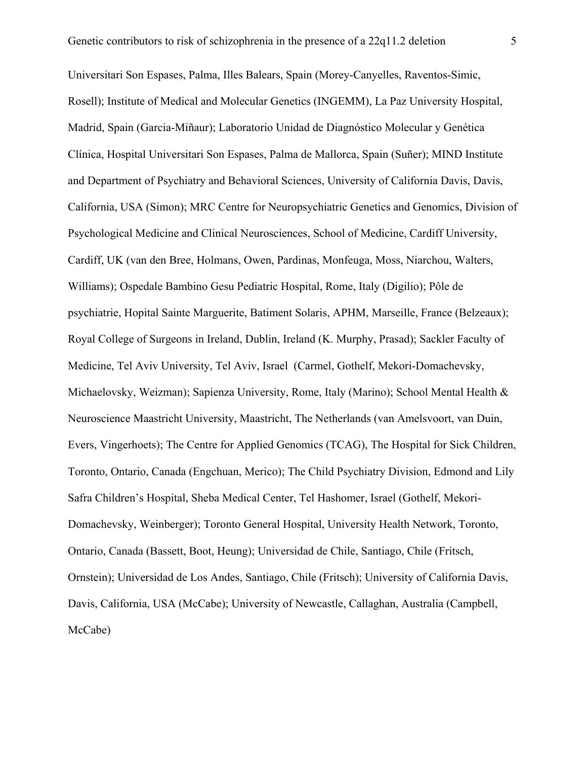Universitari Son Espases, Palma, Illes Balears, Spain (Morey-Canyelles, Raventos-Simic, Rosell); Institute of Medical and Molecular Genetics (INGEMM), La Paz University Hospital, Madrid, Spain (Garcia-Miñaur); Laboratorio Unidad de Diagnóstico Molecular y Genética Clínica, Hospital Universitari Son Espases, Palma de Mallorca, Spain (Suñer); MIND Institute and Department of Psychiatry and Behavioral Sciences, University of California Davis, Davis, California, USA (Simon); MRC Centre for Neuropsychiatric Genetics and Genomics, Division of Psychological Medicine and Clinical Neurosciences, School of Medicine, Cardiff University, Cardiff, UK (van den Bree, Holmans, Owen, Pardinas, Monfeuga, Moss, Niarchou, Walters, Williams); Ospedale Bambino Gesu Pediatric Hospital, Rome, Italy (Digilio); Pôle de psychiatrie, Hopital Sainte Marguerite, Batiment Solaris, APHM, Marseille, France (Belzeaux); Royal College of Surgeons in Ireland, Dublin, Ireland (K. Murphy, Prasad); Sackler Faculty of Medicine, Tel Aviv University, Tel Aviv, Israel (Carmel, Gothelf, Mekori-Domachevsky, Michaelovsky, Weizman); Sapienza University, Rome, Italy (Marino); School Mental Health & Neuroscience Maastricht University, Maastricht, The Netherlands (van Amelsvoort, van Duin, Evers, Vingerhoets); The Centre for Applied Genomics (TCAG), The Hospital for Sick Children, Toronto, Ontario, Canada (Engchuan, Merico); The Child Psychiatry Division, Edmond and Lily Safra Children's Hospital, Sheba Medical Center, Tel Hashomer, Israel (Gothelf, Mekori-Domachevsky, Weinberger); Toronto General Hospital, University Health Network, Toronto, Ontario, Canada (Bassett, Boot, Heung); Universidad de Chile, Santiago, Chile (Fritsch, Ornstein); Universidad de Los Andes, Santiago, Chile (Fritsch); University of California Davis, Davis, California, USA (McCabe); University of Newcastle, Callaghan, Australia (Campbell, McCabe)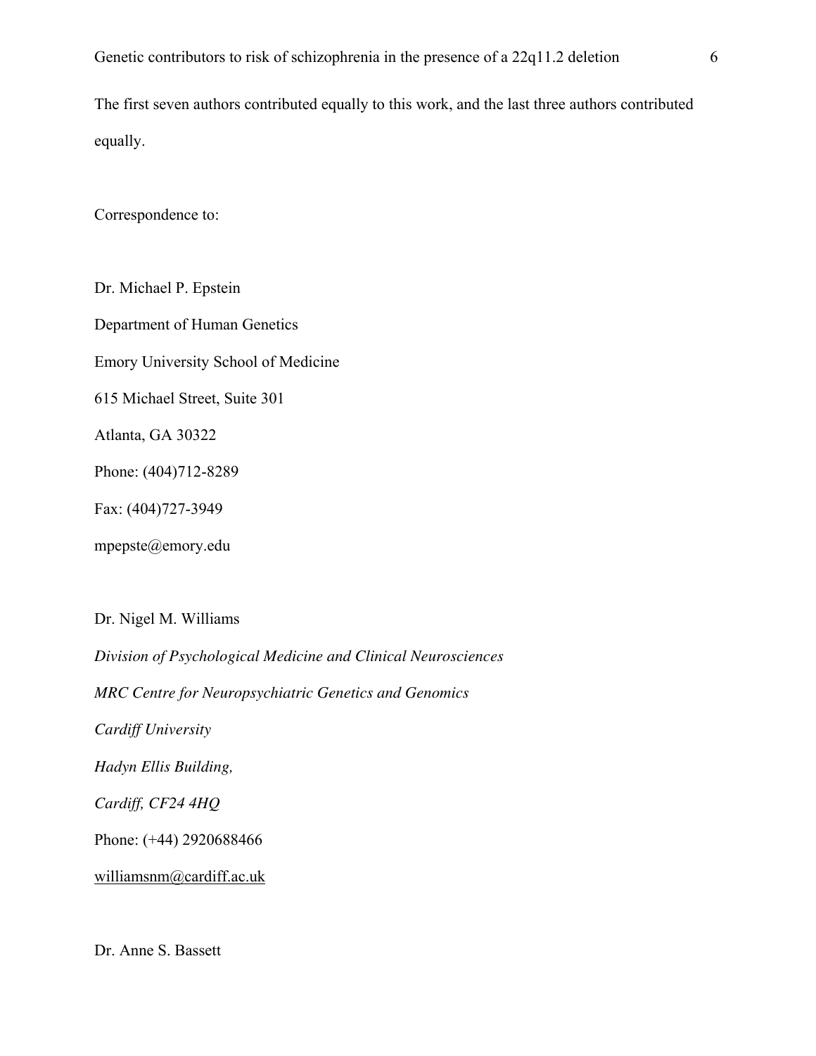The first seven authors contributed equally to this work, and the last three authors contributed equally.

Correspondence to:

Dr. Michael P. Epstein

Department of Human Genetics

Emory University School of Medicine

615 Michael Street, Suite 301

Atlanta, GA 30322

Phone: (404)712-8289

Fax: (404)727-3949

mpepste@emory.edu

Dr. Nigel M. Williams

*Division of Psychological Medicine and Clinical Neurosciences*

*MRC Centre for Neuropsychiatric Genetics and Genomics*

*Cardiff University*

*Hadyn Ellis Building,*

*Cardiff, CF24 4HQ*

Phone: (+44) 2920688466

williamsnm@cardiff.ac.uk

Dr. Anne S. Bassett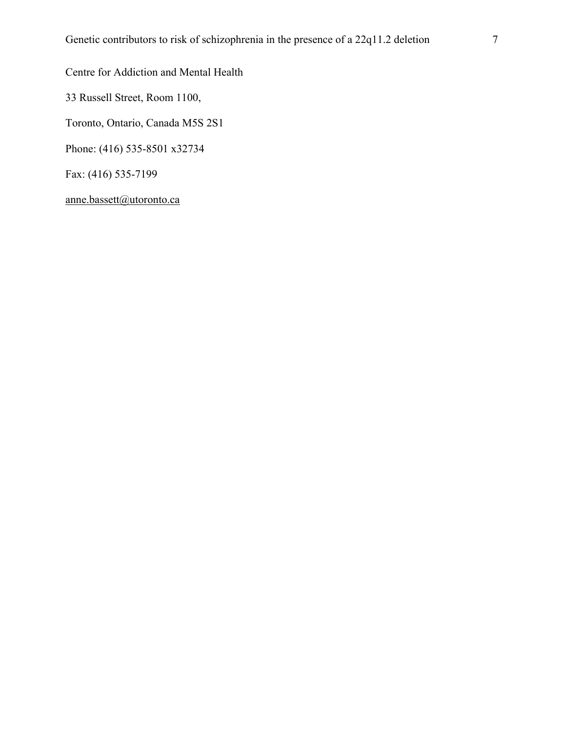Centre for Addiction and Mental Health

33 Russell Street, Room 1100,

Toronto, Ontario, Canada M5S 2S1

Phone: (416) 535-8501 x32734

Fax: (416) 535-7199

anne.bassett@utoronto.ca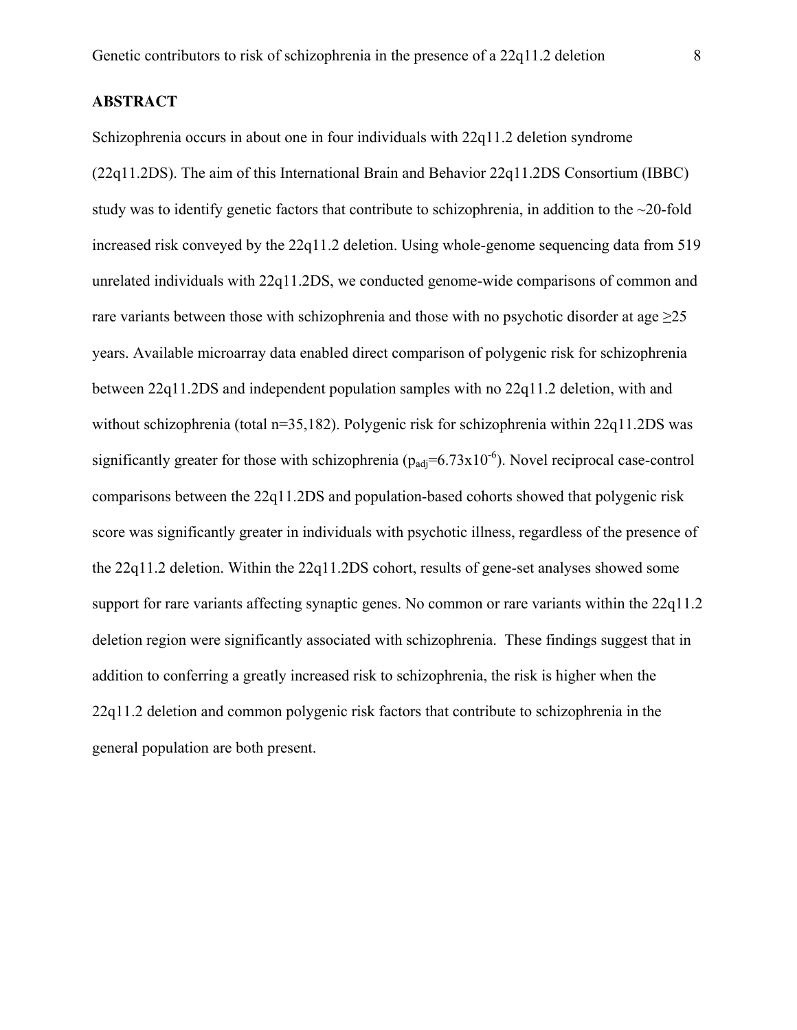## ABSTRACT

Schizophrenia occurs in about one in four individuals with 22q11.2 deletion syndrome (22q11.2DS). The aim of this International Brain and Behavior 22q11.2DS Consortium (IBBC) study was to identify genetic factors that contribute to schizophrenia, in addition to the ~20-fold increased risk conveyed by the 22q11.2 deletion. Using whole-genome sequencing data from 519 unrelated individuals with 22q11.2DS, we conducted genome-wide comparisons of common and rare variants between those with schizophrenia and those with no psychotic disorder at age ≥25 years. Available microarray data enabled direct comparison of polygenic risk for schizophrenia between 22q11.2DS and independent population samples with no 22q11.2 deletion, with and without schizophrenia (total n=35,182). Polygenic risk for schizophrenia within 22q11.2DS was significantly greater for those with schizophrenia ($p_{adj}=6.73 \times 10^{-6}$). Novel reciprocal case-control comparisons between the 22q11.2DS and population-based cohorts showed that polygenic risk score was significantly greater in individuals with psychotic illness, regardless of the presence of the 22q11.2 deletion. Within the 22q11.2DS cohort, results of gene-set analyses showed some support for rare variants affecting synaptic genes. No common or rare variants within the 22q11.2 deletion region were significantly associated with schizophrenia. These findings suggest that in addition to conferring a greatly increased risk to schizophrenia, the risk is higher when the 22q11.2 deletion and common polygenic risk factors that contribute to schizophrenia in the general population are both present.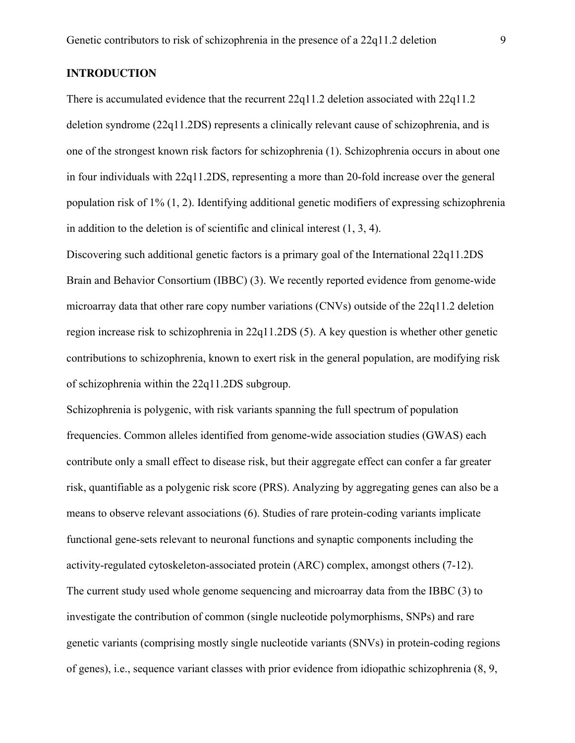## INTRODUCTION

There is accumulated evidence that the recurrent 22q11.2 deletion associated with 22q11.2 deletion syndrome (22q11.2DS) represents a clinically relevant cause of schizophrenia, and is one of the strongest known risk factors for schizophrenia (1). Schizophrenia occurs in about one in four individuals with 22q11.2DS, representing a more than 20-fold increase over the general population risk of 1% (1, 2). Identifying additional genetic modifiers of expressing schizophrenia in addition to the deletion is of scientific and clinical interest (1, 3, 4).

Discovering such additional genetic factors is a primary goal of the International 22q11.2DS Brain and Behavior Consortium (IBBC) (3). We recently reported evidence from genome-wide microarray data that other rare copy number variations (CNVs) outside of the 22q11.2 deletion region increase risk to schizophrenia in 22q11.2DS (5). A key question is whether other genetic contributions to schizophrenia, known to exert risk in the general population, are modifying risk of schizophrenia within the 22q11.2DS subgroup.

Schizophrenia is polygenic, with risk variants spanning the full spectrum of population frequencies. Common alleles identified from genome-wide association studies (GWAS) each contribute only a small effect to disease risk, but their aggregate effect can confer a far greater risk, quantifiable as a polygenic risk score (PRS). Analyzing by aggregating genes can also be a means to observe relevant associations (6). Studies of rare protein-coding variants implicate functional gene-sets relevant to neuronal functions and synaptic components including the activity-regulated cytoskeleton-associated protein (ARC) complex, amongst others (7-12).

The current study used whole genome sequencing and microarray data from the IBBC (3) to investigate the contribution of common (single nucleotide polymorphisms, SNPs) and rare genetic variants (comprising mostly single nucleotide variants (SNVs) in protein-coding regions of genes), i.e., sequence variant classes with prior evidence from idiopathic schizophrenia (8, 9,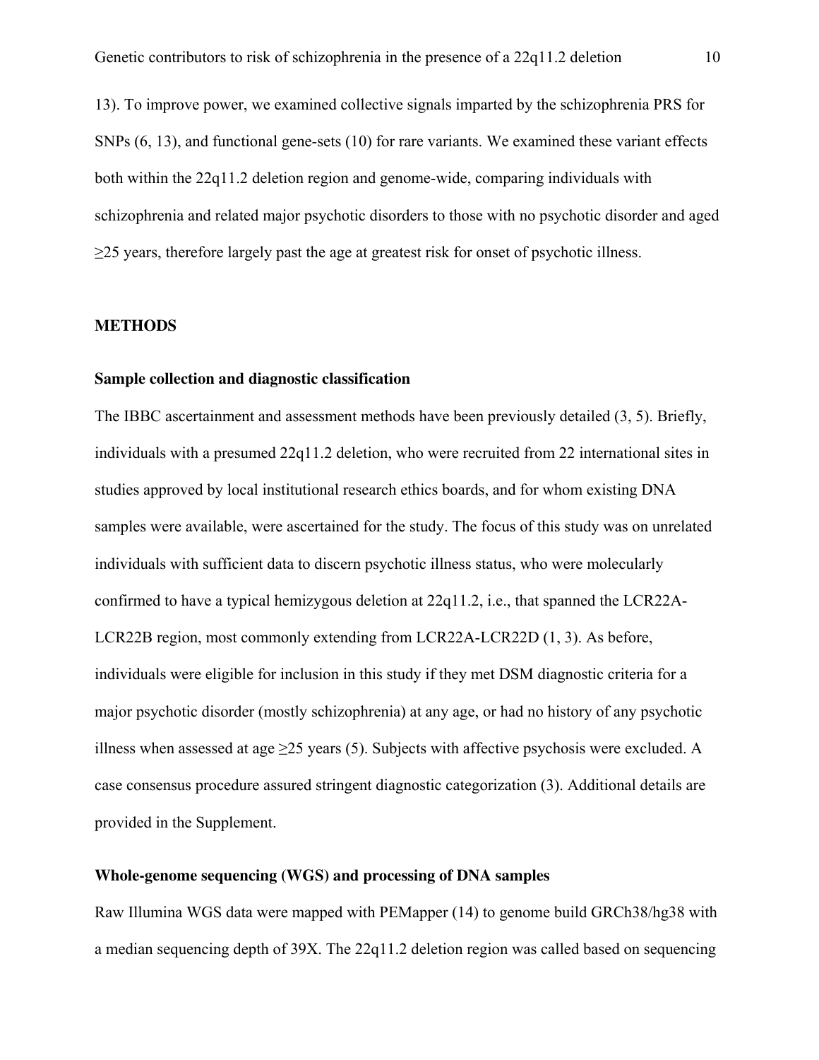13). To improve power, we examined collective signals imparted by the schizophrenia PRS for SNPs (6, 13), and functional gene-sets (10) for rare variants. We examined these variant effects both within the 22q11.2 deletion region and genome-wide, comparing individuals with schizophrenia and related major psychotic disorders to those with no psychotic disorder and aged ≥25 years, therefore largely past the age at greatest risk for onset of psychotic illness.

## METHODS

### Sample collection and diagnostic classification

The IBBC ascertainment and assessment methods have been previously detailed (3, 5). Briefly, individuals with a presumed 22q11.2 deletion, who were recruited from 22 international sites in studies approved by local institutional research ethics boards, and for whom existing DNA samples were available, were ascertained for the study. The focus of this study was on unrelated individuals with sufficient data to discern psychotic illness status, who were molecularly confirmed to have a typical hemizygous deletion at 22q11.2, i.e., that spanned the LCR22A-LCR22B region, most commonly extending from LCR22A-LCR22D (1, 3). As before, individuals were eligible for inclusion in this study if they met DSM diagnostic criteria for a major psychotic disorder (mostly schizophrenia) at any age, or had no history of any psychotic illness when assessed at age ≥25 years (5). Subjects with affective psychosis were excluded. A case consensus procedure assured stringent diagnostic categorization (3). Additional details are provided in the Supplement.

### Whole-genome sequencing (WGS) and processing of DNA samples

Raw Illumina WGS data were mapped with PEMapper (14) to genome build GRCh38/hg38 with a median sequencing depth of 39X. The 22q11.2 deletion region was called based on sequencing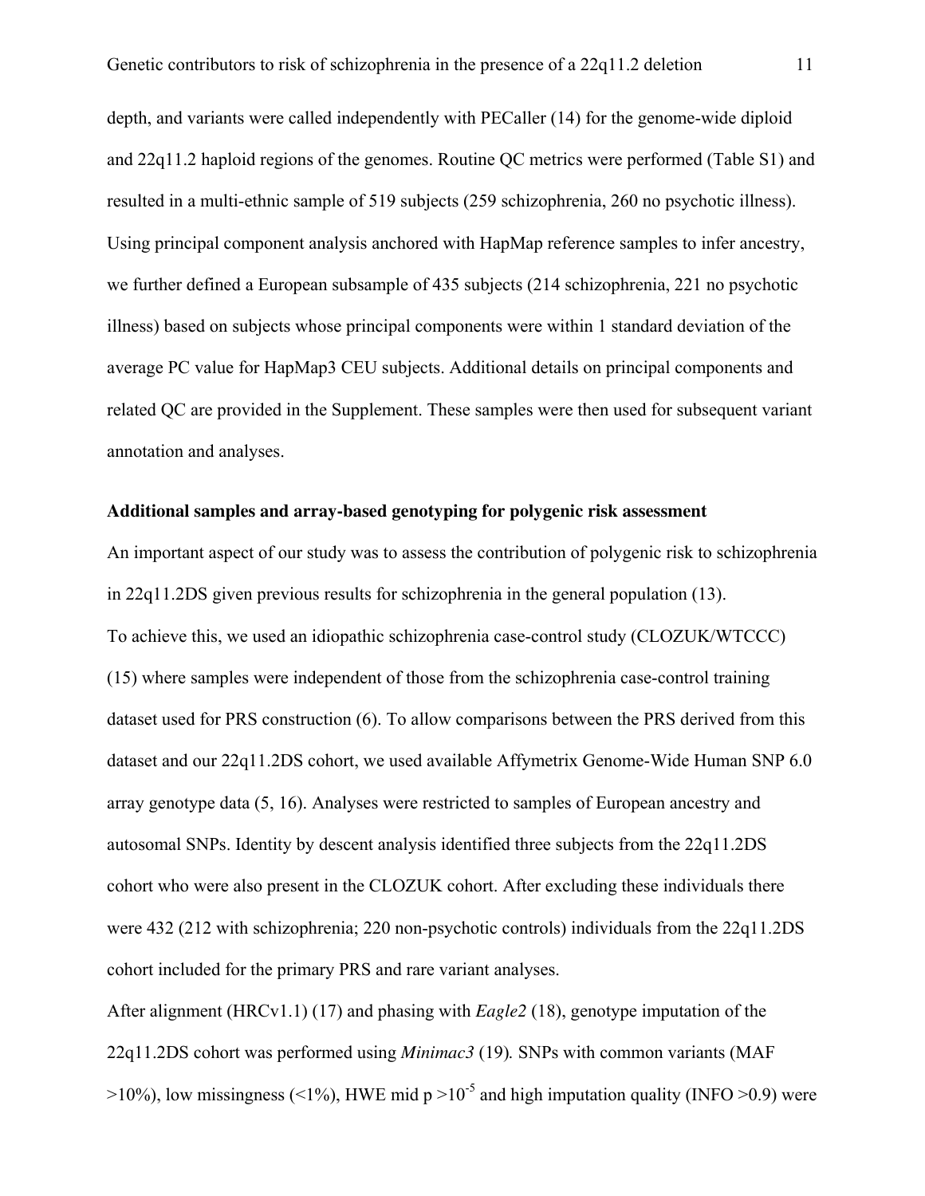depth, and variants were called independently with PECaller (14) for the genome-wide diploid and 22q11.2 haploid regions of the genomes. Routine QC metrics were performed (Table S1) and resulted in a multi-ethnic sample of 519 subjects (259 schizophrenia, 260 no psychotic illness). Using principal component analysis anchored with HapMap reference samples to infer ancestry, we further defined a European subsample of 435 subjects (214 schizophrenia, 221 no psychotic illness) based on subjects whose principal components were within 1 standard deviation of the average PC value for HapMap3 CEU subjects. Additional details on principal components and related QC are provided in the Supplement. These samples were then used for subsequent variant annotation and analyses.

**Additional samples and array-based genotyping for polygenic risk assessment**

An important aspect of our study was to assess the contribution of polygenic risk to schizophrenia in 22q11.2DS given previous results for schizophrenia in the general population (13).
To achieve this, we used an idiopathic schizophrenia case-control study (CLOZUK/WTCCC) (15) where samples were independent of those from the schizophrenia case-control training dataset used for PRS construction (6). To allow comparisons between the PRS derived from this dataset and our 22q11.2DS cohort, we used available Affymetrix Genome-Wide Human SNP 6.0 array genotype data (5, 16). Analyses were restricted to samples of European ancestry and autosomal SNPs. Identity by descent analysis identified three subjects from the 22q11.2DS cohort who were also present in the CLOZUK cohort. After excluding these individuals there were 432 (212 with schizophrenia; 220 non-psychotic controls) individuals from the 22q11.2DS cohort included for the primary PRS and rare variant analyses.
After alignment (HRCv1.1) (17) and phasing with *Eagle2* (18), genotype imputation of the 22q11.2DS cohort was performed using *Minimac3* (19). SNPs with common variants (MAF >10%), low missingness (<1%), HWE mid $p > 10^{-5}$ and high imputation quality (INFO >0.9) were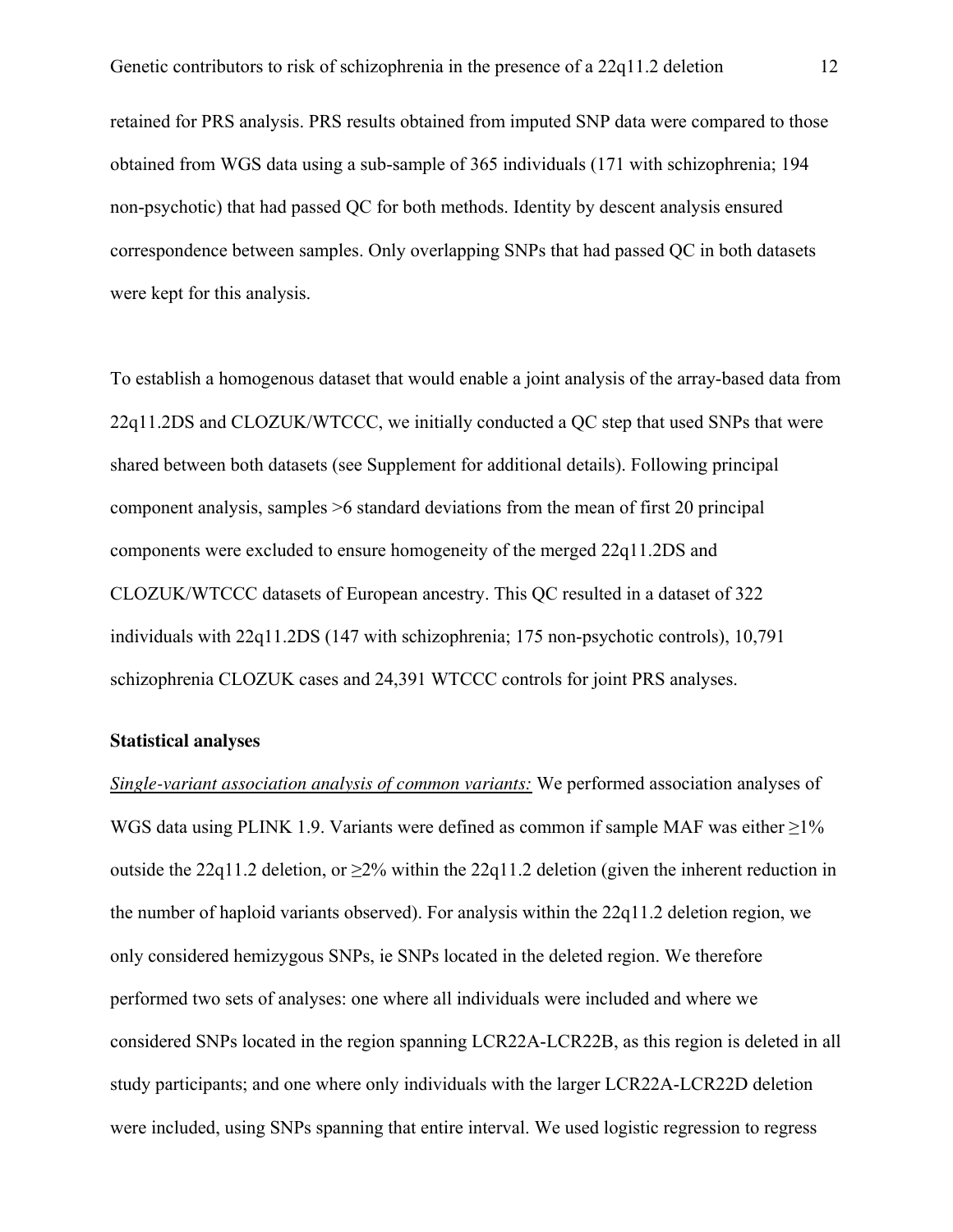retained for PRS analysis. PRS results obtained from imputed SNP data were compared to those obtained from WGS data using a sub-sample of 365 individuals (171 with schizophrenia; 194 non-psychotic) that had passed QC for both methods. Identity by descent analysis ensured correspondence between samples. Only overlapping SNPs that had passed QC in both datasets were kept for this analysis.

To establish a homogenous dataset that would enable a joint analysis of the array-based data from 22q11.2DS and CLOZUK/WTCCC, we initially conducted a QC step that used SNPs that were shared between both datasets (see Supplement for additional details). Following principal component analysis, samples >6 standard deviations from the mean of first 20 principal components were excluded to ensure homogeneity of the merged 22q11.2DS and CLOZUK/WTCCC datasets of European ancestry. This QC resulted in a dataset of 322 individuals with 22q11.2DS (147 with schizophrenia; 175 non-psychotic controls), 10,791 schizophrenia CLOZUK cases and 24,391 WTCCC controls for joint PRS analyses.

**Statistical analyses**

*Single-variant association analysis of common variants:* We performed association analyses of WGS data using PLINK 1.9. Variants were defined as common if sample MAF was either ≥1% outside the 22q11.2 deletion, or ≥2% within the 22q11.2 deletion (given the inherent reduction in the number of haploid variants observed). For analysis within the 22q11.2 deletion region, we only considered hemizygous SNPs, ie SNPs located in the deleted region. We therefore performed two sets of analyses: one where all individuals were included and where we considered SNPs located in the region spanning LCR22A-LCR22B, as this region is deleted in all study participants; and one where only individuals with the larger LCR22A-LCR22D deletion were included, using SNPs spanning that entire interval. We used logistic regression to regress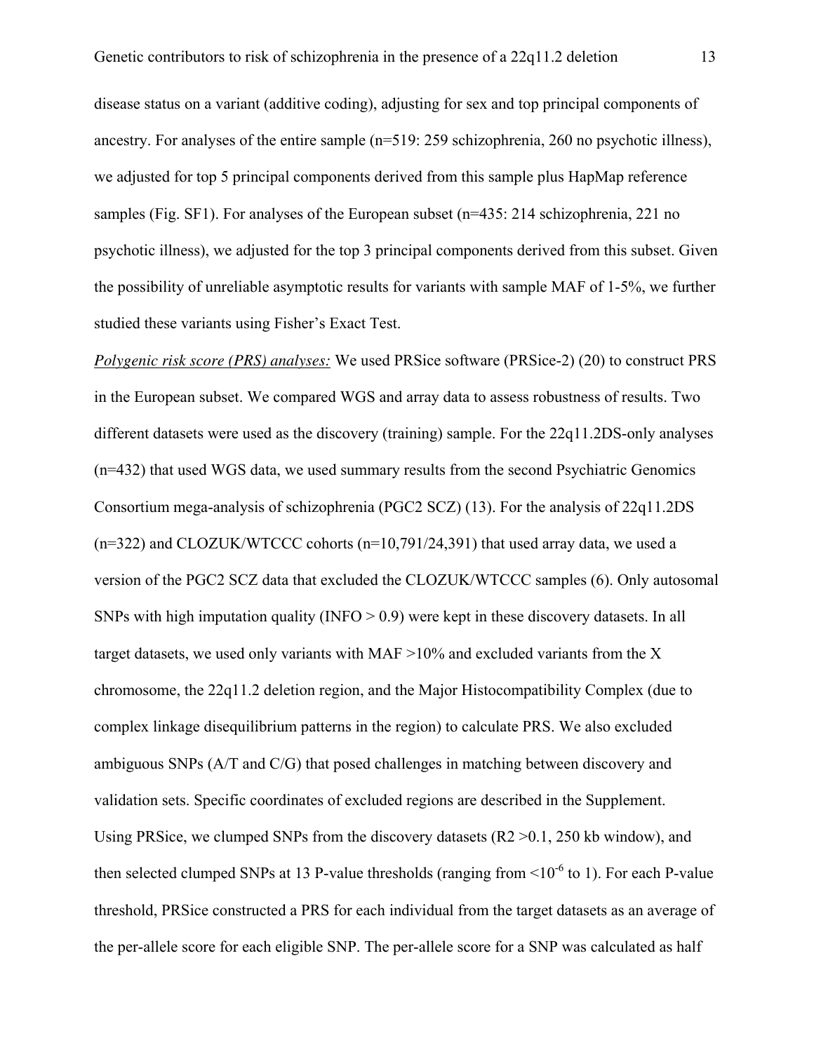disease status on a variant (additive coding), adjusting for sex and top principal components of ancestry. For analyses of the entire sample (n=519: 259 schizophrenia, 260 no psychotic illness), we adjusted for top 5 principal components derived from this sample plus HapMap reference samples (Fig. SF1). For analyses of the European subset (n=435: 214 schizophrenia, 221 no psychotic illness), we adjusted for the top 3 principal components derived from this subset. Given the possibility of unreliable asymptotic results for variants with sample MAF of 1-5%, we further studied these variants using Fisher's Exact Test.

*Polygenic risk score (PRS) analyses:* We used PRSice software (PRSice-2) (20) to construct PRS in the European subset. We compared WGS and array data to assess robustness of results. Two different datasets were used as the discovery (training) sample. For the 22q11.2DS-only analyses (n=432) that used WGS data, we used summary results from the second Psychiatric Genomics Consortium mega-analysis of schizophrenia (PGC2 SCZ) (13). For the analysis of 22q11.2DS (n=322) and CLOZUK/WTCCC cohorts (n=10,791/24,391) that used array data, we used a version of the PGC2 SCZ data that excluded the CLOZUK/WTCCC samples (6). Only autosomal SNPs with high imputation quality (INFO > 0.9) were kept in these discovery datasets. In all target datasets, we used only variants with MAF >10% and excluded variants from the X chromosome, the 22q11.2 deletion region, and the Major Histocompatibility Complex (due to complex linkage disequilibrium patterns in the region) to calculate PRS. We also excluded ambiguous SNPs (A/T and C/G) that posed challenges in matching between discovery and validation sets. Specific coordinates of excluded regions are described in the Supplement. Using PRSice, we clumped SNPs from the discovery datasets ($R2$ >0.1, 250 kb window), and then selected clumped SNPs at 13 P-value thresholds (ranging from $<10^{-6}$ to 1). For each P-value threshold, PRSice constructed a PRS for each individual from the target datasets as an average of the per-allele score for each eligible SNP. The per-allele score for a SNP was calculated as half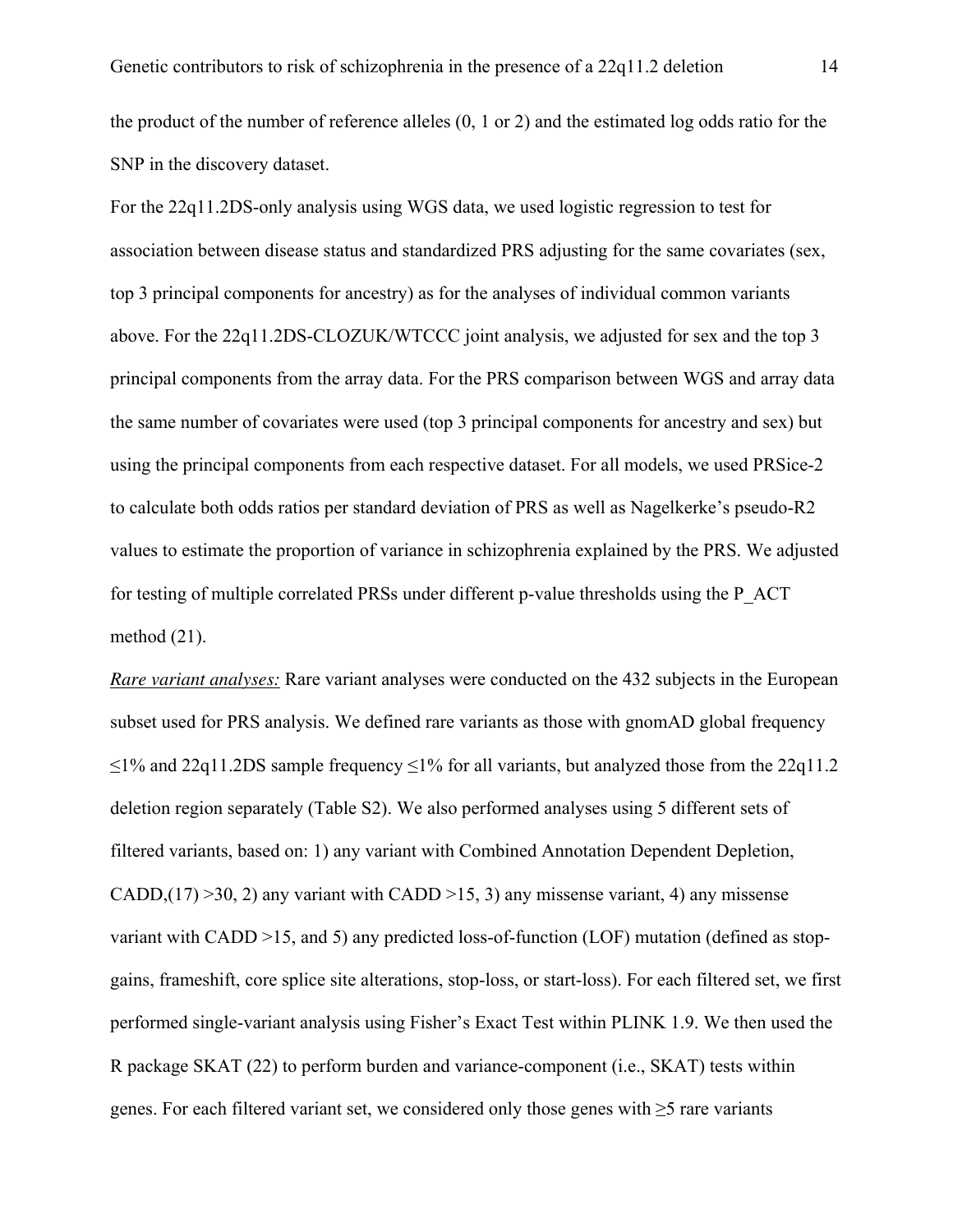the product of the number of reference alleles (0, 1 or 2) and the estimated log odds ratio for the SNP in the discovery dataset.

For the 22q11.2DS-only analysis using WGS data, we used logistic regression to test for association between disease status and standardized PRS adjusting for the same covariates (sex, top 3 principal components for ancestry) as for the analyses of individual common variants above. For the 22q11.2DS-CLOZUK/WTCCC joint analysis, we adjusted for sex and the top 3 principal components from the array data. For the PRS comparison between WGS and array data the same number of covariates were used (top 3 principal components for ancestry and sex) but using the principal components from each respective dataset. For all models, we used PRSice-2 to calculate both odds ratios per standard deviation of PRS as well as Nagelkerke's pseudo-R2 values to estimate the proportion of variance in schizophrenia explained by the PRS. We adjusted for testing of multiple correlated PRSs under different p-value thresholds using the P_ACT method (21).

*Rare variant analyses:* Rare variant analyses were conducted on the 432 subjects in the European subset used for PRS analysis. We defined rare variants as those with gnomAD global frequency ≤1% and 22q11.2DS sample frequency ≤1% for all variants, but analyzed those from the 22q11.2 deletion region separately (Table S2). We also performed analyses using 5 different sets of filtered variants, based on: 1) any variant with Combined Annotation Dependent Depletion, CADD,(17) >30, 2) any variant with CADD >15, 3) any missense variant, 4) any missense variant with CADD >15, and 5) any predicted loss-of-function (LOF) mutation (defined as stop-gains, frameshift, core splice site alterations, stop-loss, or start-loss). For each filtered set, we first performed single-variant analysis using Fisher's Exact Test within PLINK 1.9. We then used the R package SKAT (22) to perform burden and variance-component (i.e., SKAT) tests within genes. For each filtered variant set, we considered only those genes with ≥5 rare variants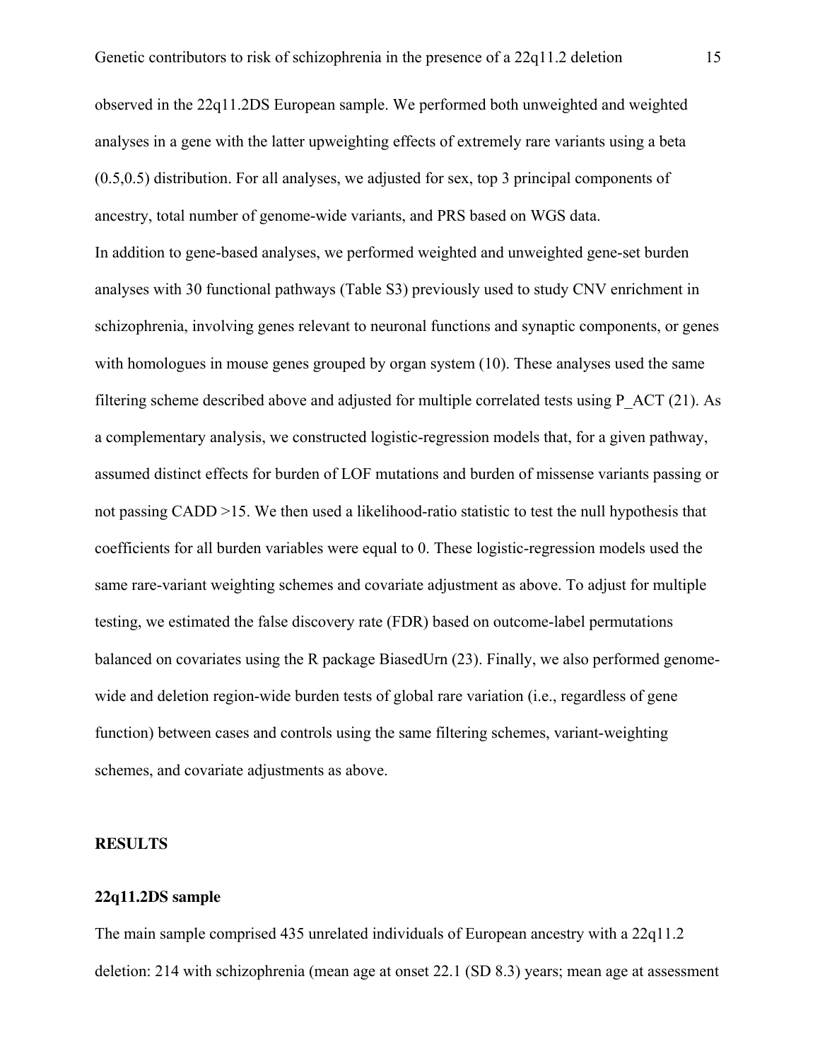observed in the 22q11.2DS European sample. We performed both unweighted and weighted analyses in a gene with the latter upweighting effects of extremely rare variants using a beta (0.5,0.5) distribution. For all analyses, we adjusted for sex, top 3 principal components of ancestry, total number of genome-wide variants, and PRS based on WGS data.

In addition to gene-based analyses, we performed weighted and unweighted gene-set burden analyses with 30 functional pathways (Table S3) previously used to study CNV enrichment in schizophrenia, involving genes relevant to neuronal functions and synaptic components, or genes with homologues in mouse genes grouped by organ system (10). These analyses used the same filtering scheme described above and adjusted for multiple correlated tests using P_ACT (21). As a complementary analysis, we constructed logistic-regression models that, for a given pathway, assumed distinct effects for burden of LOF mutations and burden of missense variants passing or not passing CADD >15. We then used a likelihood-ratio statistic to test the null hypothesis that coefficients for all burden variables were equal to 0. These logistic-regression models used the same rare-variant weighting schemes and covariate adjustment as above. To adjust for multiple testing, we estimated the false discovery rate (FDR) based on outcome-label permutations balanced on covariates using the R package BiasedUrn (23). Finally, we also performed genome-wide and deletion region-wide burden tests of global rare variation (i.e., regardless of gene function) between cases and controls using the same filtering schemes, variant-weighting schemes, and covariate adjustments as above.

## RESULTS

### 22q11.2DS sample

The main sample comprised 435 unrelated individuals of European ancestry with a 22q11.2 deletion: 214 with schizophrenia (mean age at onset 22.1 (SD 8.3) years; mean age at assessment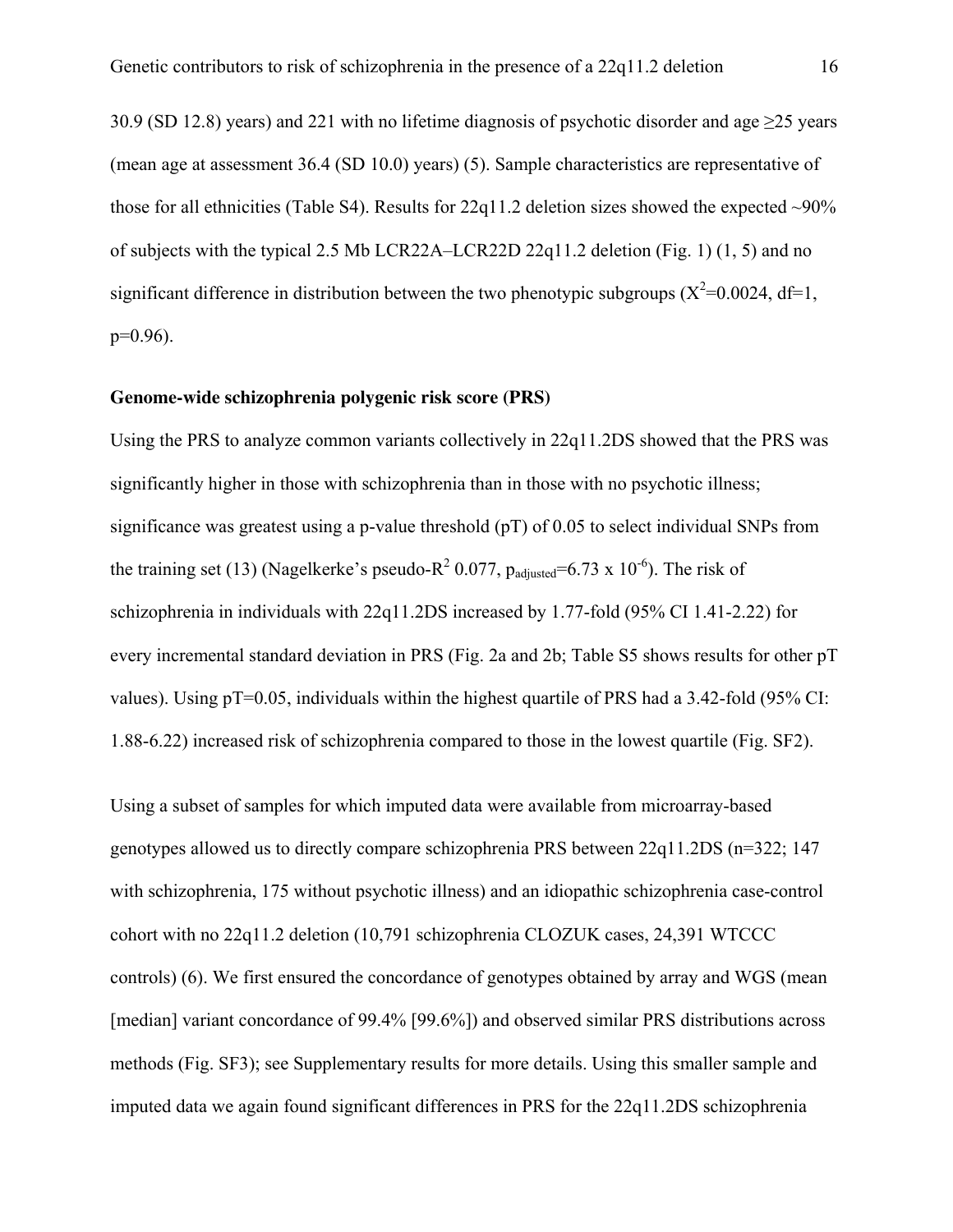30.9 (SD 12.8) years) and 221 with no lifetime diagnosis of psychotic disorder and age ≥25 years (mean age at assessment 36.4 (SD 10.0) years) (5). Sample characteristics are representative of those for all ethnicities (Table S4). Results for 22q11.2 deletion sizes showed the expected ~90% of subjects with the typical 2.5 Mb LCR22A–LCR22D 22q11.2 deletion (Fig. 1) (1, 5) and no significant difference in distribution between the two phenotypic subgroups ($X^2$=0.0024, df=1, p=0.96).

**Genome-wide schizophrenia polygenic risk score (PRS)**

Using the PRS to analyze common variants collectively in 22q11.2DS showed that the PRS was significantly higher in those with schizophrenia than in those with no psychotic illness; significance was greatest using a p-value threshold (pT) of 0.05 to select individual SNPs from the training set (13) (Nagelkerke's pseudo-$R^2$ 0.077, $p_{adjusted}$=6.73 x $10^{-6}$). The risk of schizophrenia in individuals with 22q11.2DS increased by 1.77-fold (95% CI 1.41-2.22) for every incremental standard deviation in PRS (Fig. 2a and 2b; Table S5 shows results for other pT values). Using pT=0.05, individuals within the highest quartile of PRS had a 3.42-fold (95% CI: 1.88-6.22) increased risk of schizophrenia compared to those in the lowest quartile (Fig. SF2).

Using a subset of samples for which imputed data were available from microarray-based genotypes allowed us to directly compare schizophrenia PRS between 22q11.2DS (n=322; 147 with schizophrenia, 175 without psychotic illness) and an idiopathic schizophrenia case-control cohort with no 22q11.2 deletion (10,791 schizophrenia CLOZUK cases, 24,391 WTCCC controls) (6). We first ensured the concordance of genotypes obtained by array and WGS (mean [median] variant concordance of 99.4% [99.6%]) and observed similar PRS distributions across methods (Fig. SF3); see Supplementary results for more details. Using this smaller sample and imputed data we again found significant differences in PRS for the 22q11.2DS schizophrenia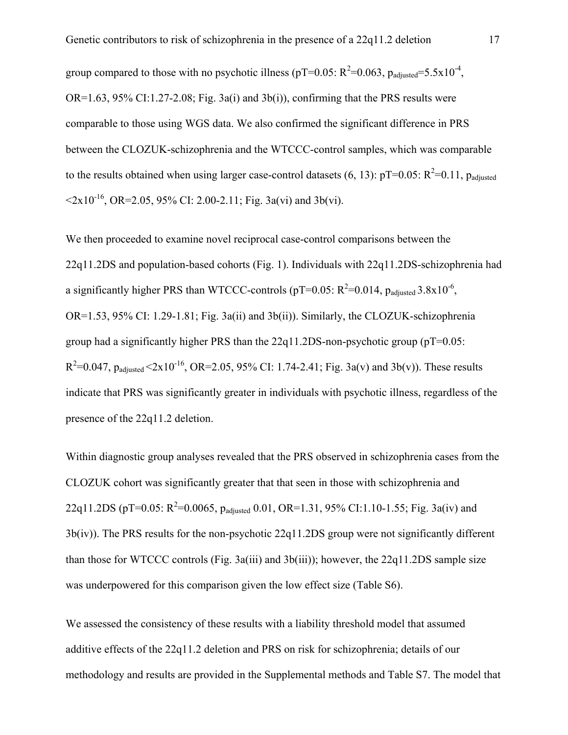group compared to those with no psychotic illness (pT=0.05: $R^2$=0.063, $p_{adjusted}$=5.5x$10^{-4}$, OR=1.63, 95% CI:1.27-2.08; Fig. 3a(i) and 3b(i)), confirming that the PRS results were comparable to those using WGS data. We also confirmed the significant difference in PRS between the CLOZUK-schizophrenia and the WTCCC-control samples, which was comparable to the results obtained when using larger case-control datasets (6, 13): pT=0.05: $R^2$=0.11, $p_{adjusted}$ <2x$10^{-16}$, OR=2.05, 95% CI: 2.00-2.11; Fig. 3a(vi) and 3b(vi).

We then proceeded to examine novel reciprocal case-control comparisons between the 22q11.2DS and population-based cohorts (Fig. 1). Individuals with 22q11.2DS-schizophrenia had a significantly higher PRS than WTCCC-controls (pT=0.05: $R^2$=0.014, $p_{adjusted}$ 3.8x$10^{-6}$, OR=1.53, 95% CI: 1.29-1.81; Fig. 3a(ii) and 3b(ii)). Similarly, the CLOZUK-schizophrenia group had a significantly higher PRS than the 22q11.2DS-non-psychotic group (pT=0.05: $R^2$=0.047, $p_{adjusted}$ <2x$10^{-16}$, OR=2.05, 95% CI: 1.74-2.41; Fig. 3a(v) and 3b(v)). These results indicate that PRS was significantly greater in individuals with psychotic illness, regardless of the presence of the 22q11.2 deletion.

Within diagnostic group analyses revealed that the PRS observed in schizophrenia cases from the CLOZUK cohort was significantly greater that that seen in those with schizophrenia and 22q11.2DS (pT=0.05: $R^2$=0.0065, $p_{adjusted}$ 0.01, OR=1.31, 95% CI:1.10-1.55; Fig. 3a(iv) and 3b(iv)). The PRS results for the non-psychotic 22q11.2DS group were not significantly different than those for WTCCC controls (Fig. 3a(iii) and 3b(iii)); however, the 22q11.2DS sample size was underpowered for this comparison given the low effect size (Table S6).

We assessed the consistency of these results with a liability threshold model that assumed additive effects of the 22q11.2 deletion and PRS on risk for schizophrenia; details of our methodology and results are provided in the Supplemental methods and Table S7. The model that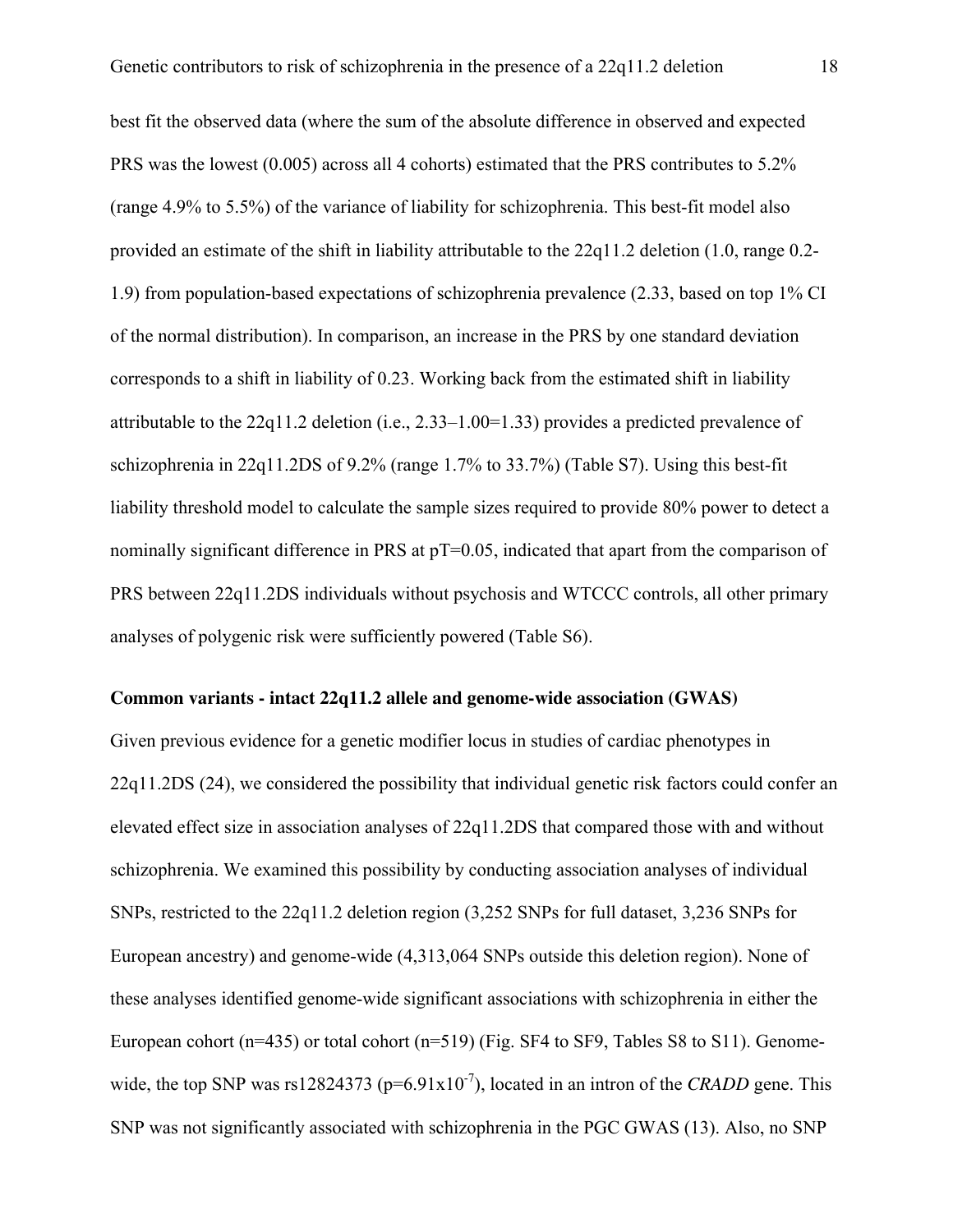best fit the observed data (where the sum of the absolute difference in observed and expected PRS was the lowest (0.005) across all 4 cohorts) estimated that the PRS contributes to 5.2% (range 4.9% to 5.5%) of the variance of liability for schizophrenia. This best-fit model also provided an estimate of the shift in liability attributable to the 22q11.2 deletion (1.0, range 0.2-1.9) from population-based expectations of schizophrenia prevalence (2.33, based on top 1% CI of the normal distribution). In comparison, an increase in the PRS by one standard deviation corresponds to a shift in liability of 0.23. Working back from the estimated shift in liability attributable to the 22q11.2 deletion (i.e., 2.33–1.00=1.33) provides a predicted prevalence of schizophrenia in 22q11.2DS of 9.2% (range 1.7% to 33.7%) (Table S7). Using this best-fit liability threshold model to calculate the sample sizes required to provide 80% power to detect a nominally significant difference in PRS at pT=0.05, indicated that apart from the comparison of PRS between 22q11.2DS individuals without psychosis and WTCCC controls, all other primary analyses of polygenic risk were sufficiently powered (Table S6).

**Common variants - intact 22q11.2 allele and genome-wide association (GWAS)**

Given previous evidence for a genetic modifier locus in studies of cardiac phenotypes in 22q11.2DS (24), we considered the possibility that individual genetic risk factors could confer an elevated effect size in association analyses of 22q11.2DS that compared those with and without schizophrenia. We examined this possibility by conducting association analyses of individual SNPs, restricted to the 22q11.2 deletion region (3,252 SNPs for full dataset, 3,236 SNPs for European ancestry) and genome-wide (4,313,064 SNPs outside this deletion region). None of these analyses identified genome-wide significant associations with schizophrenia in either the European cohort (n=435) or total cohort (n=519) (Fig. SF4 to SF9, Tables S8 to S11). Genome-wide, the top SNP was rs12824373 ($p=6.91 \times 10^{-7}$), located in an intron of the *CRADD* gene. This SNP was not significantly associated with schizophrenia in the PGC GWAS (13). Also, no SNP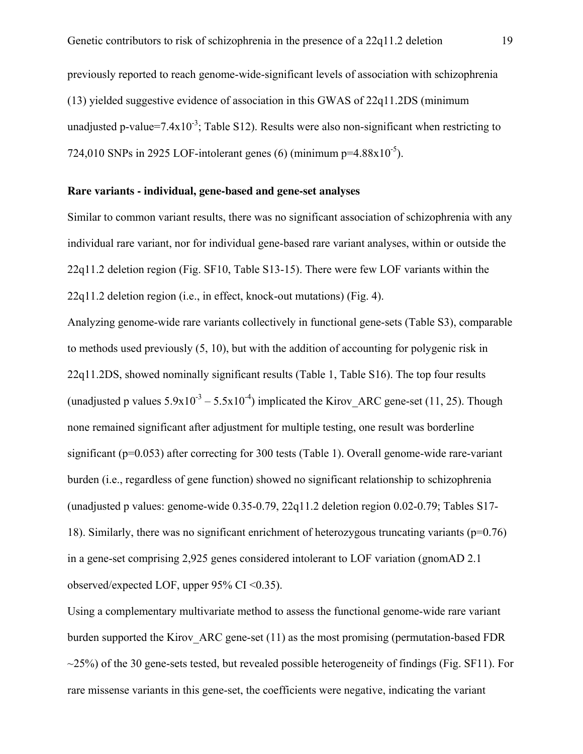previously reported to reach genome-wide-significant levels of association with schizophrenia (13) yielded suggestive evidence of association in this GWAS of 22q11.2DS (minimum unadjusted p-value=$7.4 \times 10^{-3}$; Table S12). Results were also non-significant when restricting to 724,010 SNPs in 2925 LOF-intolerant genes (6) (minimum p=$4.88 \times 10^{-5}$).

**Rare variants - individual, gene-based and gene-set analyses**

Similar to common variant results, there was no significant association of schizophrenia with any individual rare variant, nor for individual gene-based rare variant analyses, within or outside the 22q11.2 deletion region (Fig. SF10, Table S13-15). There were few LOF variants within the 22q11.2 deletion region (i.e., in effect, knock-out mutations) (Fig. 4).

Analyzing genome-wide rare variants collectively in functional gene-sets (Table S3), comparable to methods used previously (5, 10), but with the addition of accounting for polygenic risk in 22q11.2DS, showed nominally significant results (Table 1, Table S16). The top four results (unadjusted p values $5.9 \times 10^{-3}$ – $5.5 \times 10^{-4}$) implicated the Kirov_ARC gene-set (11, 25). Though none remained significant after adjustment for multiple testing, one result was borderline significant (p=0.053) after correcting for 300 tests (Table 1). Overall genome-wide rare-variant burden (i.e., regardless of gene function) showed no significant relationship to schizophrenia (unadjusted p values: genome-wide 0.35-0.79, 22q11.2 deletion region 0.02-0.79; Tables S17-18). Similarly, there was no significant enrichment of heterozygous truncating variants (p=0.76) in a gene-set comprising 2,925 genes considered intolerant to LOF variation (gnomAD 2.1 observed/expected LOF, upper 95% CI <0.35).

Using a complementary multivariate method to assess the functional genome-wide rare variant burden supported the Kirov_ARC gene-set (11) as the most promising (permutation-based FDR ~25%) of the 30 gene-sets tested, but revealed possible heterogeneity of findings (Fig. SF11). For rare missense variants in this gene-set, the coefficients were negative, indicating the variant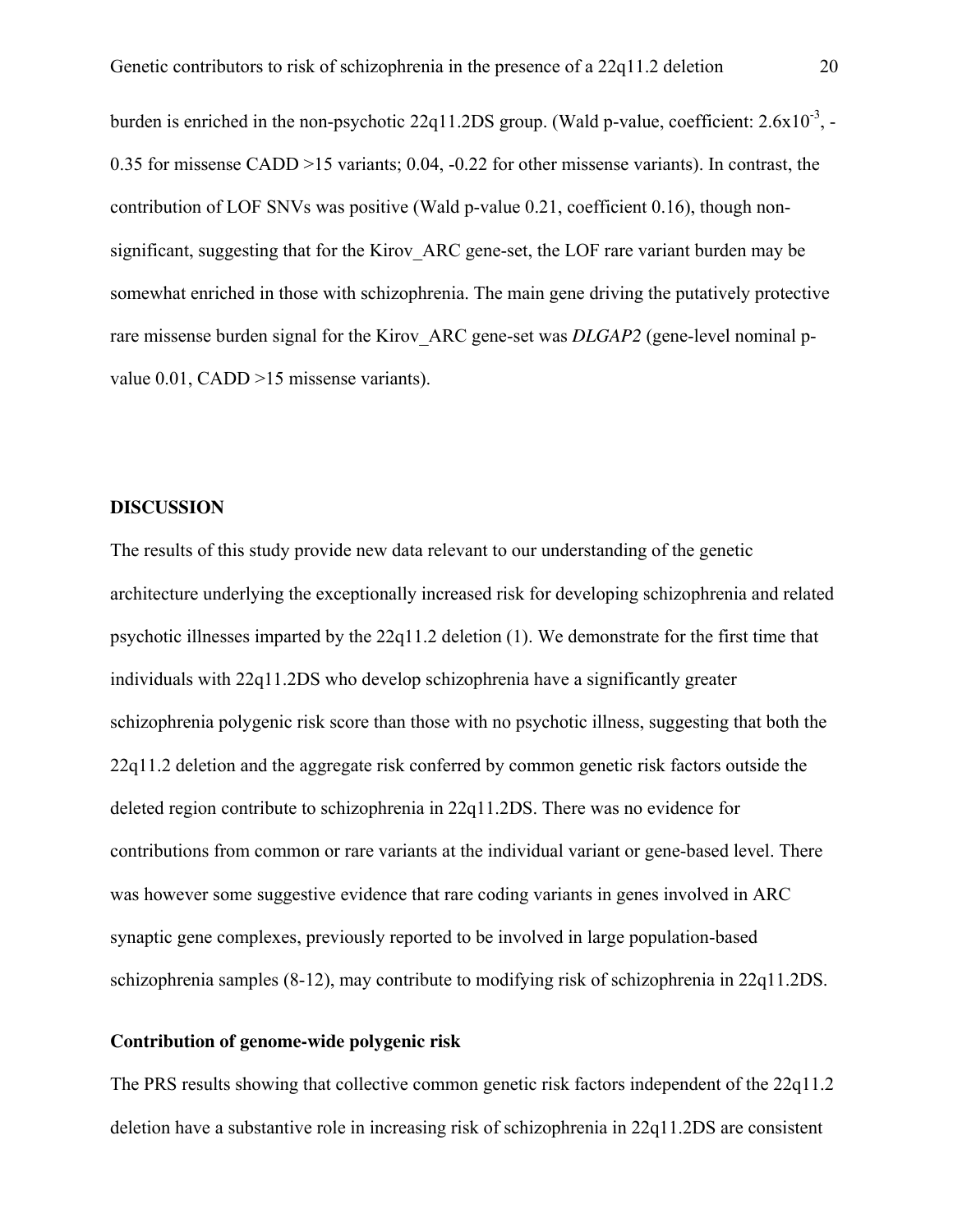burden is enriched in the non-psychotic 22q11.2DS group. (Wald p-value, coefficient: $2.6 \times 10^{-3}$, -0.35 for missense CADD >15 variants; 0.04, -0.22 for other missense variants). In contrast, the contribution of LOF SNVs was positive (Wald p-value 0.21, coefficient 0.16), though non-significant, suggesting that for the Kirov_ARC gene-set, the LOF rare variant burden may be somewhat enriched in those with schizophrenia. The main gene driving the putatively protective rare missense burden signal for the Kirov_ARC gene-set was *DLGAP2* (gene-level nominal p-value 0.01, CADD >15 missense variants).

## DISCUSSION

The results of this study provide new data relevant to our understanding of the genetic architecture underlying the exceptionally increased risk for developing schizophrenia and related psychotic illnesses imparted by the 22q11.2 deletion (1). We demonstrate for the first time that individuals with 22q11.2DS who develop schizophrenia have a significantly greater schizophrenia polygenic risk score than those with no psychotic illness, suggesting that both the 22q11.2 deletion and the aggregate risk conferred by common genetic risk factors outside the deleted region contribute to schizophrenia in 22q11.2DS. There was no evidence for contributions from common or rare variants at the individual variant or gene-based level. There was however some suggestive evidence that rare coding variants in genes involved in ARC synaptic gene complexes, previously reported to be involved in large population-based schizophrenia samples (8-12), may contribute to modifying risk of schizophrenia in 22q11.2DS.

### Contribution of genome-wide polygenic risk

The PRS results showing that collective common genetic risk factors independent of the 22q11.2 deletion have a substantive role in increasing risk of schizophrenia in 22q11.2DS are consistent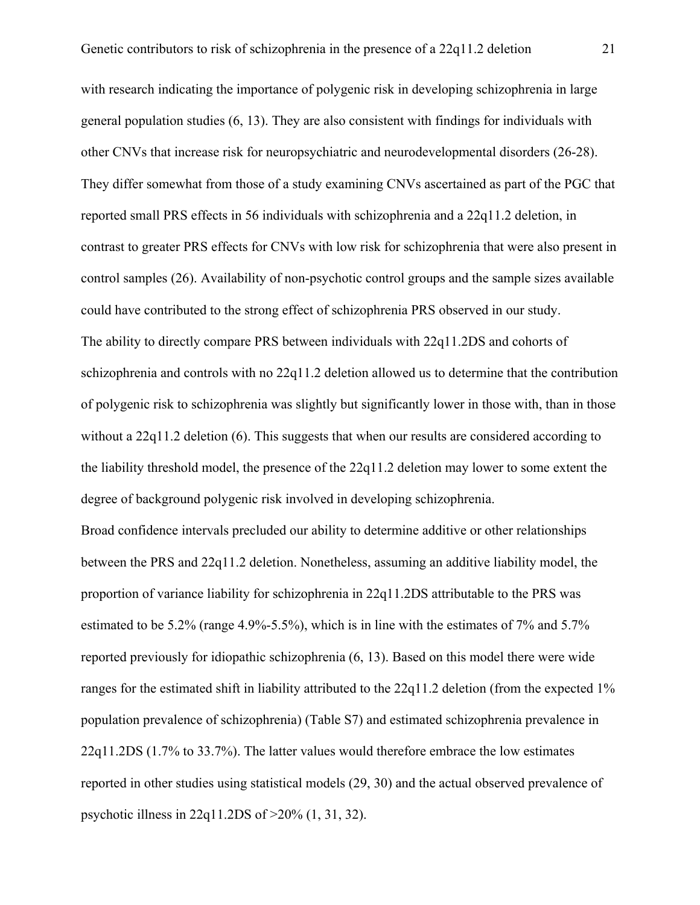with research indicating the importance of polygenic risk in developing schizophrenia in large general population studies (6, 13). They are also consistent with findings for individuals with other CNVs that increase risk for neuropsychiatric and neurodevelopmental disorders (26-28). They differ somewhat from those of a study examining CNVs ascertained as part of the PGC that reported small PRS effects in 56 individuals with schizophrenia and a 22q11.2 deletion, in contrast to greater PRS effects for CNVs with low risk for schizophrenia that were also present in control samples (26). Availability of non-psychotic control groups and the sample sizes available could have contributed to the strong effect of schizophrenia PRS observed in our study.

The ability to directly compare PRS between individuals with 22q11.2DS and cohorts of schizophrenia and controls with no 22q11.2 deletion allowed us to determine that the contribution of polygenic risk to schizophrenia was slightly but significantly lower in those with, than in those without a 22q11.2 deletion (6). This suggests that when our results are considered according to the liability threshold model, the presence of the 22q11.2 deletion may lower to some extent the degree of background polygenic risk involved in developing schizophrenia.

Broad confidence intervals precluded our ability to determine additive or other relationships between the PRS and 22q11.2 deletion. Nonetheless, assuming an additive liability model, the proportion of variance liability for schizophrenia in 22q11.2DS attributable to the PRS was estimated to be 5.2% (range 4.9%-5.5%), which is in line with the estimates of 7% and 5.7% reported previously for idiopathic schizophrenia (6, 13). Based on this model there were wide ranges for the estimated shift in liability attributed to the 22q11.2 deletion (from the expected 1% population prevalence of schizophrenia) (Table S7) and estimated schizophrenia prevalence in 22q11.2DS (1.7% to 33.7%). The latter values would therefore embrace the low estimates reported in other studies using statistical models (29, 30) and the actual observed prevalence of psychotic illness in 22q11.2DS of >20% (1, 31, 32).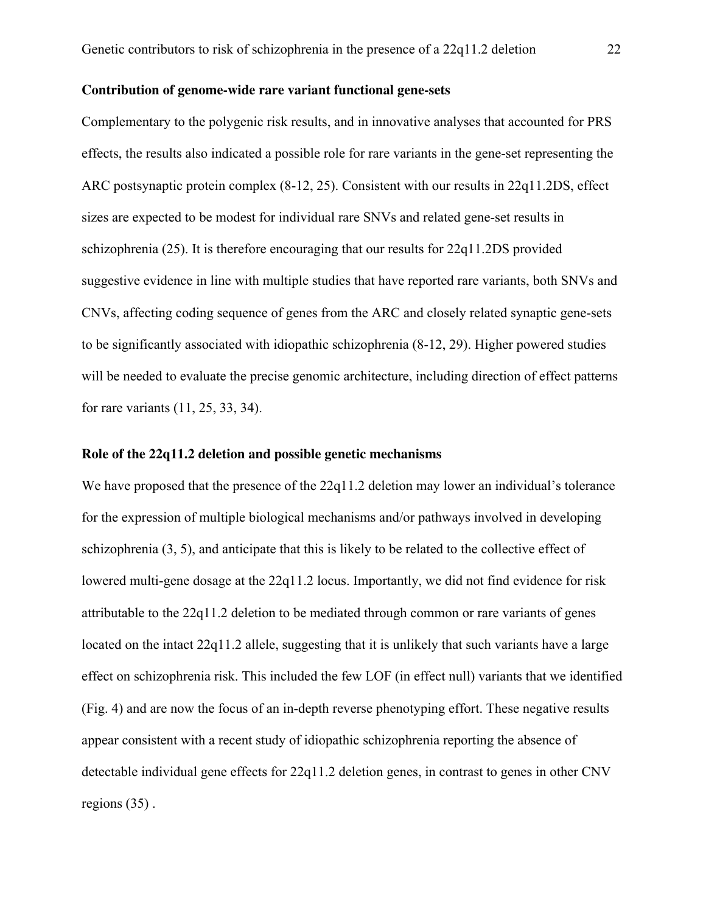### Contribution of genome-wide rare variant functional gene-sets

Complementary to the polygenic risk results, and in innovative analyses that accounted for PRS effects, the results also indicated a possible role for rare variants in the gene-set representing the ARC postsynaptic protein complex (8-12, 25). Consistent with our results in 22q11.2DS, effect sizes are expected to be modest for individual rare SNVs and related gene-set results in schizophrenia (25). It is therefore encouraging that our results for 22q11.2DS provided suggestive evidence in line with multiple studies that have reported rare variants, both SNVs and CNVs, affecting coding sequence of genes from the ARC and closely related synaptic gene-sets to be significantly associated with idiopathic schizophrenia (8-12, 29). Higher powered studies will be needed to evaluate the precise genomic architecture, including direction of effect patterns for rare variants (11, 25, 33, 34).

### Role of the 22q11.2 deletion and possible genetic mechanisms

We have proposed that the presence of the 22q11.2 deletion may lower an individual's tolerance for the expression of multiple biological mechanisms and/or pathways involved in developing schizophrenia (3, 5), and anticipate that this is likely to be related to the collective effect of lowered multi-gene dosage at the 22q11.2 locus. Importantly, we did not find evidence for risk attributable to the 22q11.2 deletion to be mediated through common or rare variants of genes located on the intact 22q11.2 allele, suggesting that it is unlikely that such variants have a large effect on schizophrenia risk. This included the few LOF (in effect null) variants that we identified (Fig. 4) and are now the focus of an in-depth reverse phenotyping effort. These negative results appear consistent with a recent study of idiopathic schizophrenia reporting the absence of detectable individual gene effects for 22q11.2 deletion genes, in contrast to genes in other CNV regions (35) .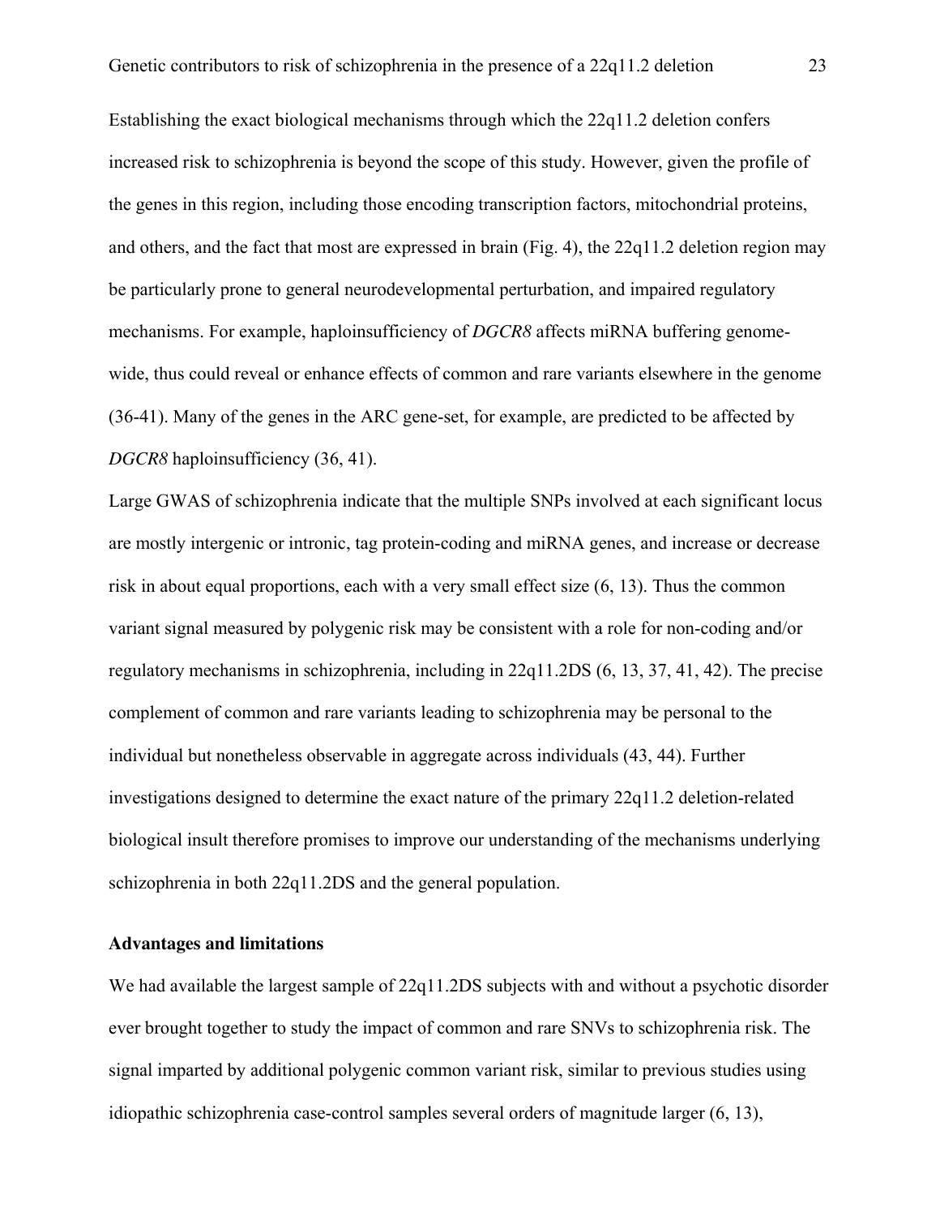Establishing the exact biological mechanisms through which the 22q11.2 deletion confers increased risk to schizophrenia is beyond the scope of this study. However, given the profile of the genes in this region, including those encoding transcription factors, mitochondrial proteins, and others, and the fact that most are expressed in brain (Fig. 4), the 22q11.2 deletion region may be particularly prone to general neurodevelopmental perturbation, and impaired regulatory mechanisms. For example, haploinsufficiency of *DGCR8* affects miRNA buffering genome-wide, thus could reveal or enhance effects of common and rare variants elsewhere in the genome (36-41). Many of the genes in the ARC gene-set, for example, are predicted to be affected by *DGCR8* haploinsufficiency (36, 41).

Large GWAS of schizophrenia indicate that the multiple SNPs involved at each significant locus are mostly intergenic or intronic, tag protein-coding and miRNA genes, and increase or decrease risk in about equal proportions, each with a very small effect size (6, 13). Thus the common variant signal measured by polygenic risk may be consistent with a role for non-coding and/or regulatory mechanisms in schizophrenia, including in 22q11.2DS (6, 13, 37, 41, 42). The precise complement of common and rare variants leading to schizophrenia may be personal to the individual but nonetheless observable in aggregate across individuals (43, 44). Further investigations designed to determine the exact nature of the primary 22q11.2 deletion-related biological insult therefore promises to improve our understanding of the mechanisms underlying schizophrenia in both 22q11.2DS and the general population.

### Advantages and limitations

We had available the largest sample of 22q11.2DS subjects with and without a psychotic disorder ever brought together to study the impact of common and rare SNVs to schizophrenia risk. The signal imparted by additional polygenic common variant risk, similar to previous studies using idiopathic schizophrenia case-control samples several orders of magnitude larger (6, 13),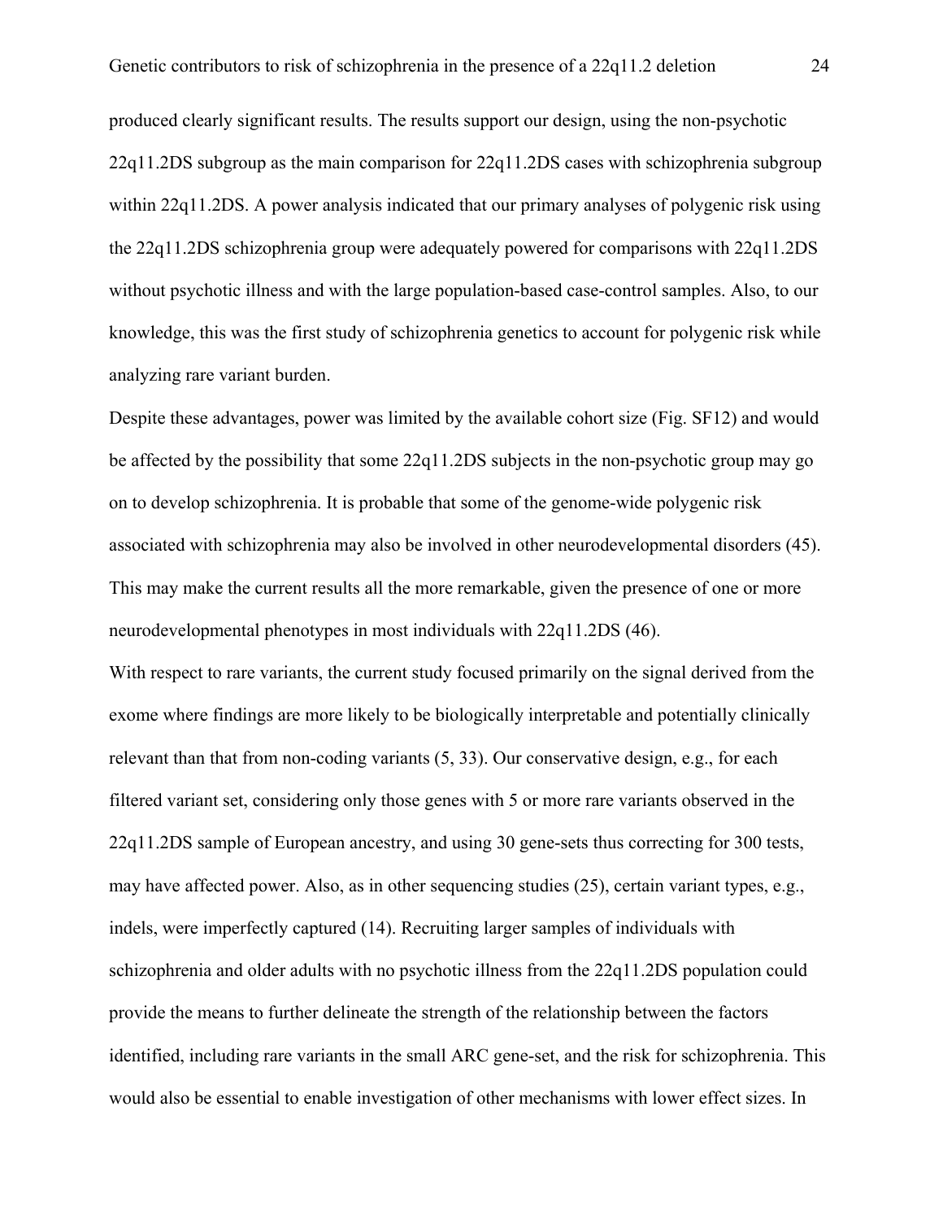produced clearly significant results. The results support our design, using the non-psychotic 22q11.2DS subgroup as the main comparison for 22q11.2DS cases with schizophrenia subgroup within 22q11.2DS. A power analysis indicated that our primary analyses of polygenic risk using the 22q11.2DS schizophrenia group were adequately powered for comparisons with 22q11.2DS without psychotic illness and with the large population-based case-control samples. Also, to our knowledge, this was the first study of schizophrenia genetics to account for polygenic risk while analyzing rare variant burden.

Despite these advantages, power was limited by the available cohort size (Fig. SF12) and would be affected by the possibility that some 22q11.2DS subjects in the non-psychotic group may go on to develop schizophrenia. It is probable that some of the genome-wide polygenic risk associated with schizophrenia may also be involved in other neurodevelopmental disorders (45). This may make the current results all the more remarkable, given the presence of one or more neurodevelopmental phenotypes in most individuals with 22q11.2DS (46).

With respect to rare variants, the current study focused primarily on the signal derived from the exome where findings are more likely to be biologically interpretable and potentially clinically relevant than that from non-coding variants (5, 33). Our conservative design, e.g., for each filtered variant set, considering only those genes with 5 or more rare variants observed in the 22q11.2DS sample of European ancestry, and using 30 gene-sets thus correcting for 300 tests, may have affected power. Also, as in other sequencing studies (25), certain variant types, e.g., indels, were imperfectly captured (14). Recruiting larger samples of individuals with schizophrenia and older adults with no psychotic illness from the 22q11.2DS population could provide the means to further delineate the strength of the relationship between the factors identified, including rare variants in the small ARC gene-set, and the risk for schizophrenia. This would also be essential to enable investigation of other mechanisms with lower effect sizes. In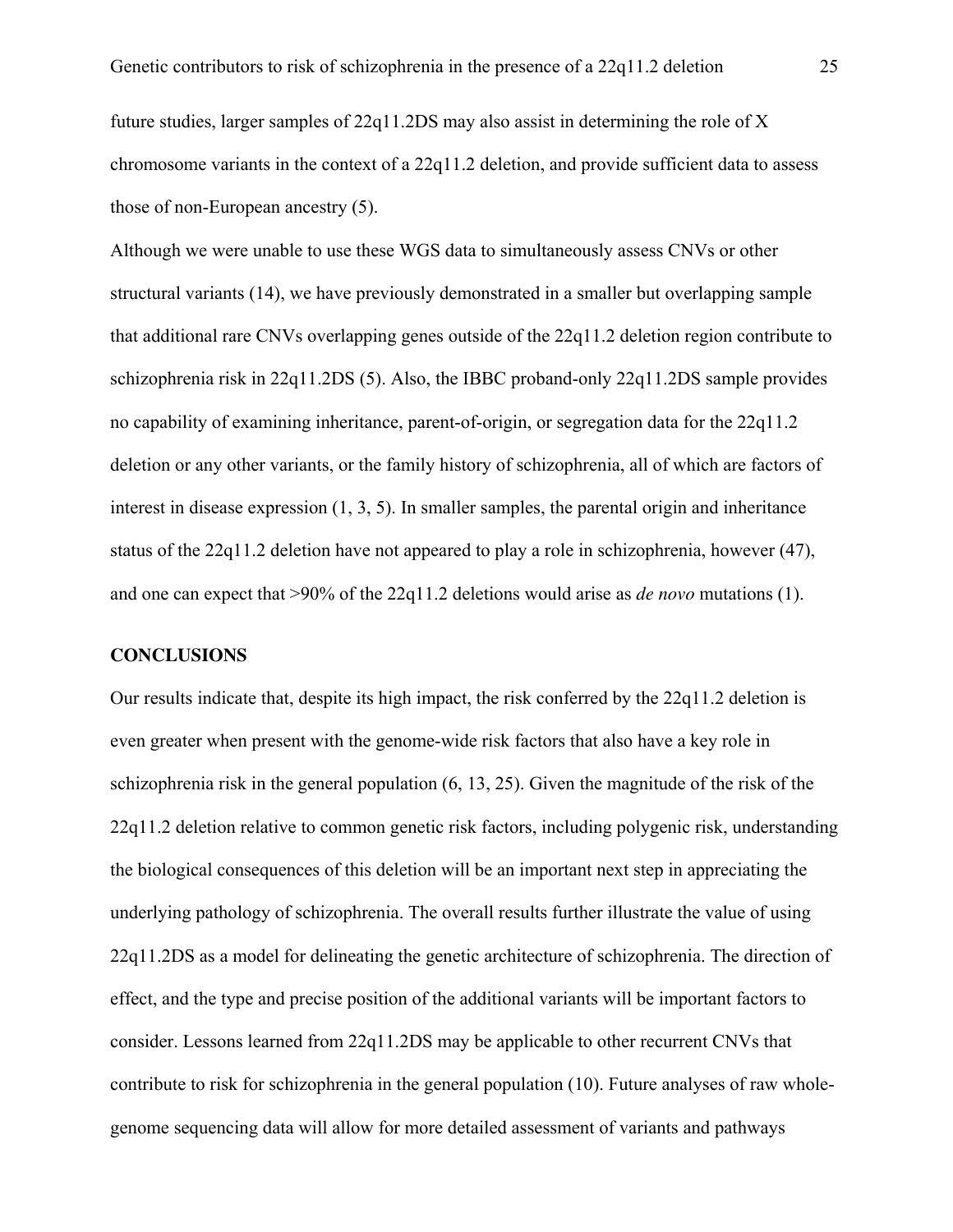future studies, larger samples of 22q11.2DS may also assist in determining the role of X chromosome variants in the context of a 22q11.2 deletion, and provide sufficient data to assess those of non-European ancestry (5).

Although we were unable to use these WGS data to simultaneously assess CNVs or other structural variants (14), we have previously demonstrated in a smaller but overlapping sample that additional rare CNVs overlapping genes outside of the 22q11.2 deletion region contribute to schizophrenia risk in 22q11.2DS (5). Also, the IBBC proband-only 22q11.2DS sample provides no capability of examining inheritance, parent-of-origin, or segregation data for the 22q11.2 deletion or any other variants, or the family history of schizophrenia, all of which are factors of interest in disease expression (1, 3, 5). In smaller samples, the parental origin and inheritance status of the 22q11.2 deletion have not appeared to play a role in schizophrenia, however (47), and one can expect that >90% of the 22q11.2 deletions would arise as *de novo* mutations (1).

## CONCLUSIONS

Our results indicate that, despite its high impact, the risk conferred by the 22q11.2 deletion is even greater when present with the genome-wide risk factors that also have a key role in schizophrenia risk in the general population (6, 13, 25). Given the magnitude of the risk of the 22q11.2 deletion relative to common genetic risk factors, including polygenic risk, understanding the biological consequences of this deletion will be an important next step in appreciating the underlying pathology of schizophrenia. The overall results further illustrate the value of using 22q11.2DS as a model for delineating the genetic architecture of schizophrenia. The direction of effect, and the type and precise position of the additional variants will be important factors to consider. Lessons learned from 22q11.2DS may be applicable to other recurrent CNVs that contribute to risk for schizophrenia in the general population (10). Future analyses of raw whole-genome sequencing data will allow for more detailed assessment of variants and pathways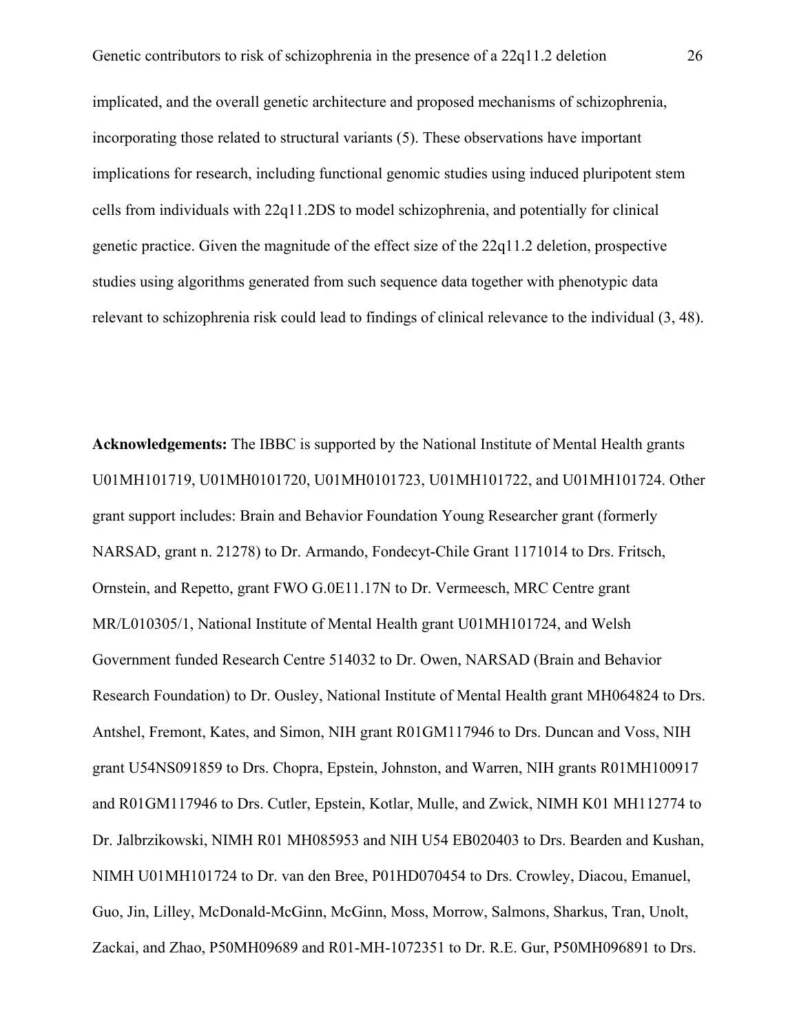implicated, and the overall genetic architecture and proposed mechanisms of schizophrenia, incorporating those related to structural variants (5). These observations have important implications for research, including functional genomic studies using induced pluripotent stem cells from individuals with 22q11.2DS to model schizophrenia, and potentially for clinical genetic practice. Given the magnitude of the effect size of the 22q11.2 deletion, prospective studies using algorithms generated from such sequence data together with phenotypic data relevant to schizophrenia risk could lead to findings of clinical relevance to the individual (3, 48).

**Acknowledgements:** The IBBC is supported by the National Institute of Mental Health grants U01MH101719, U01MH0101720, U01MH0101723, U01MH101722, and U01MH101724. Other grant support includes: Brain and Behavior Foundation Young Researcher grant (formerly NARSAD, grant n. 21278) to Dr. Armando, Fondecyt-Chile Grant 1171014 to Drs. Fritsch, Ornstein, and Repetto, grant FWO G.0E11.17N to Dr. Vermeesch, MRC Centre grant MR/L010305/1, National Institute of Mental Health grant U01MH101724, and Welsh Government funded Research Centre 514032 to Dr. Owen, NARSAD (Brain and Behavior Research Foundation) to Dr. Ousley, National Institute of Mental Health grant MH064824 to Drs. Antshel, Fremont, Kates, and Simon, NIH grant R01GM117946 to Drs. Duncan and Voss, NIH grant U54NS091859 to Drs. Chopra, Epstein, Johnston, and Warren, NIH grants R01MH100917 and R01GM117946 to Drs. Cutler, Epstein, Kotlar, Mulle, and Zwick, NIMH K01 MH112774 to Dr. Jalbrzikowski, NIMH R01 MH085953 and NIH U54 EB020403 to Drs. Bearden and Kushan, NIMH U01MH101724 to Dr. van den Bree, P01HD070454 to Drs. Crowley, Diacou, Emanuel, Guo, Jin, Lilley, McDonald-McGinn, McGinn, Moss, Morrow, Salmons, Sharkus, Tran, Unolt, Zackai, and Zhao, P50MH09689 and R01-MH-1072351 to Dr. R.E. Gur, P50MH096891 to Drs.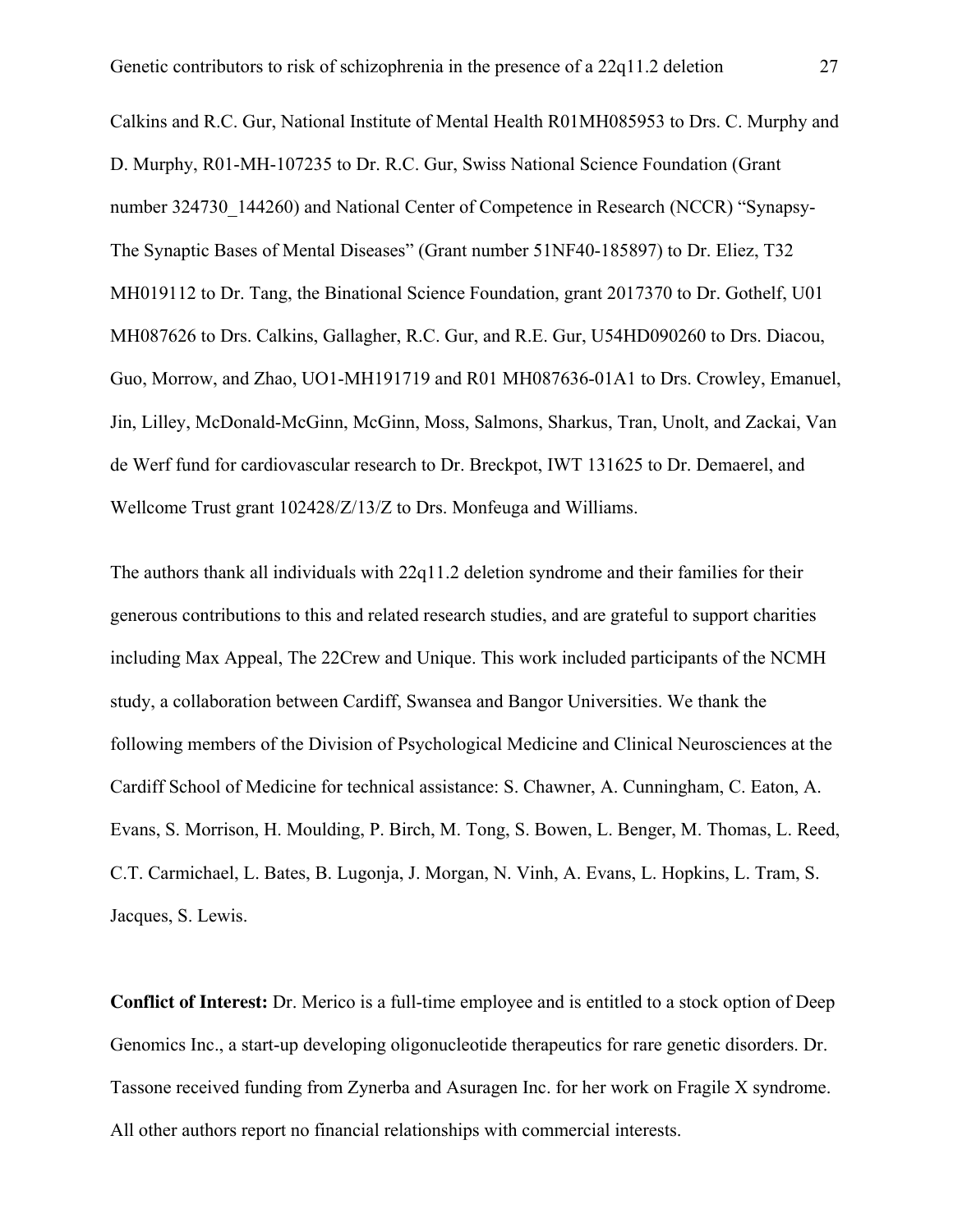Calkins and R.C. Gur, National Institute of Mental Health R01MH085953 to Drs. C. Murphy and D. Murphy, R01-MH-107235 to Dr. R.C. Gur, Swiss National Science Foundation (Grant number 324730_144260) and National Center of Competence in Research (NCCR) "Synapsy-The Synaptic Bases of Mental Diseases" (Grant number 51NF40-185897) to Dr. Eliez, T32 MH019112 to Dr. Tang, the Binational Science Foundation, grant 2017370 to Dr. Gothelf, U01 MH087626 to Drs. Calkins, Gallagher, R.C. Gur, and R.E. Gur, U54HD090260 to Drs. Diacou, Guo, Morrow, and Zhao, UO1-MH191719 and R01 MH087636-01A1 to Drs. Crowley, Emanuel, Jin, Lilley, McDonald-McGinn, McGinn, Moss, Salmons, Sharkus, Tran, Unolt, and Zackai, Van de Werf fund for cardiovascular research to Dr. Breckpot, IWT 131625 to Dr. Demaerel, and Wellcome Trust grant 102428/Z/13/Z to Drs. Monfeuga and Williams.

The authors thank all individuals with 22q11.2 deletion syndrome and their families for their generous contributions to this and related research studies, and are grateful to support charities including Max Appeal, The 22Crew and Unique. This work included participants of the NCMH study, a collaboration between Cardiff, Swansea and Bangor Universities. We thank the following members of the Division of Psychological Medicine and Clinical Neurosciences at the Cardiff School of Medicine for technical assistance: S. Chawner, A. Cunningham, C. Eaton, A. Evans, S. Morrison, H. Moulding, P. Birch, M. Tong, S. Bowen, L. Benger, M. Thomas, L. Reed, C.T. Carmichael, L. Bates, B. Lugonja, J. Morgan, N. Vinh, A. Evans, L. Hopkins, L. Tram, S. Jacques, S. Lewis.

**Conflict of Interest:** Dr. Merico is a full-time employee and is entitled to a stock option of Deep Genomics Inc., a start-up developing oligonucleotide therapeutics for rare genetic disorders. Dr. Tassone received funding from Zynerba and Asuragen Inc. for her work on Fragile X syndrome. All other authors report no financial relationships with commercial interests.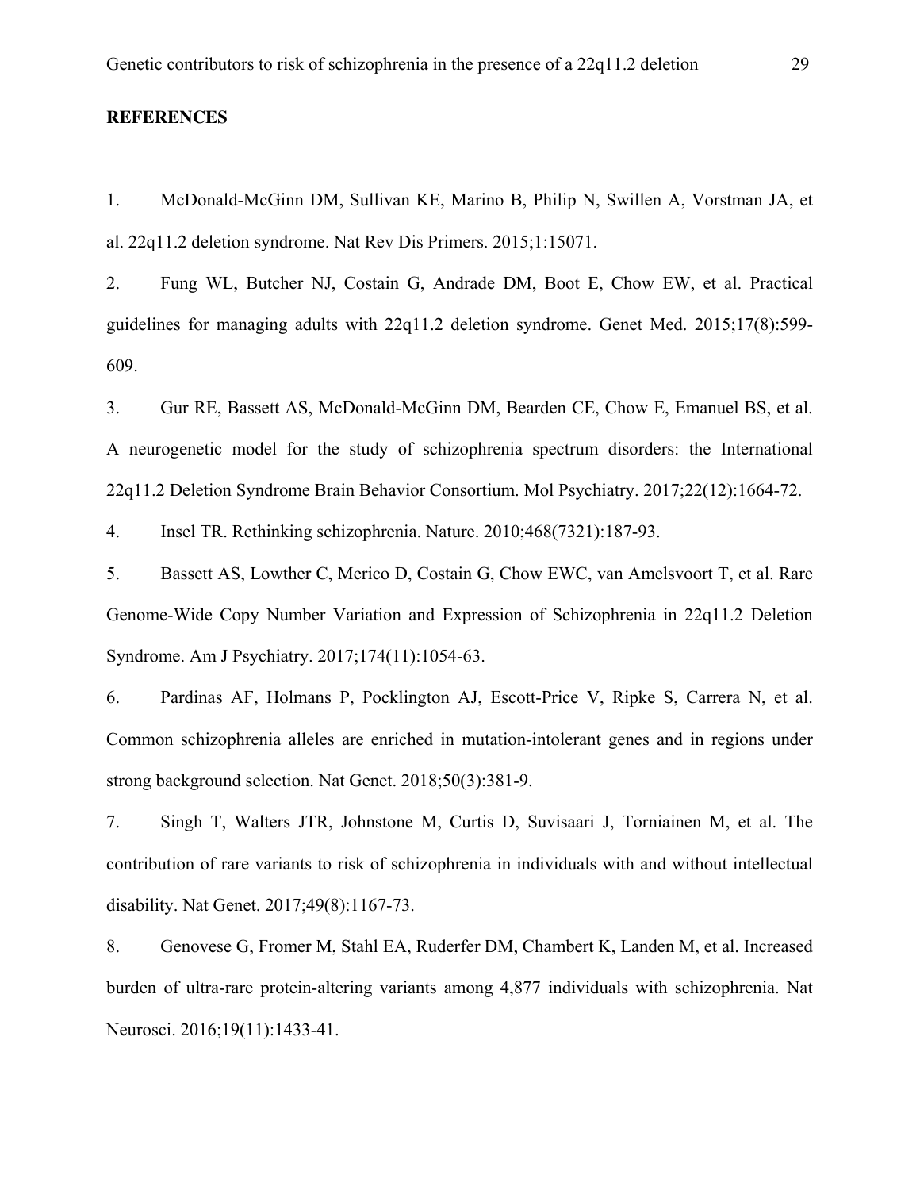## REFERENCES

1. McDonald-McGinn DM, Sullivan KE, Marino B, Philip N, Swillen A, Vorstman JA, et al. 22q11.2 deletion syndrome. Nat Rev Dis Primers. 2015;1:15071.
2. Fung WL, Butcher NJ, Costain G, Andrade DM, Boot E, Chow EW, et al. Practical guidelines for managing adults with 22q11.2 deletion syndrome. Genet Med. 2015;17(8):599-609.
3. Gur RE, Bassett AS, McDonald-McGinn DM, Bearden CE, Chow E, Emanuel BS, et al. A neurogenetic model for the study of schizophrenia spectrum disorders: the International 22q11.2 Deletion Syndrome Brain Behavior Consortium. Mol Psychiatry. 2017;22(12):1664-72.
4. Insel TR. Rethinking schizophrenia. Nature. 2010;468(7321):187-93.
5. Bassett AS, Lowther C, Merico D, Costain G, Chow EWC, van Amelsvoort T, et al. Rare Genome-Wide Copy Number Variation and Expression of Schizophrenia in 22q11.2 Deletion Syndrome. Am J Psychiatry. 2017;174(11):1054-63.
6. Pardinas AF, Holmans P, Pocklington AJ, Escott-Price V, Ripke S, Carrera N, et al. Common schizophrenia alleles are enriched in mutation-intolerant genes and in regions under strong background selection. Nat Genet. 2018;50(3):381-9.
7. Singh T, Walters JTR, Johnstone M, Curtis D, Suvisaari J, Torniainen M, et al. The contribution of rare variants to risk of schizophrenia in individuals with and without intellectual disability. Nat Genet. 2017;49(8):1167-73.
8. Genovese G, Fromer M, Stahl EA, Ruderfer DM, Chambert K, Landen M, et al. Increased burden of ultra-rare protein-altering variants among 4,877 individuals with schizophrenia. Nat Neurosci. 2016;19(11):1433-41.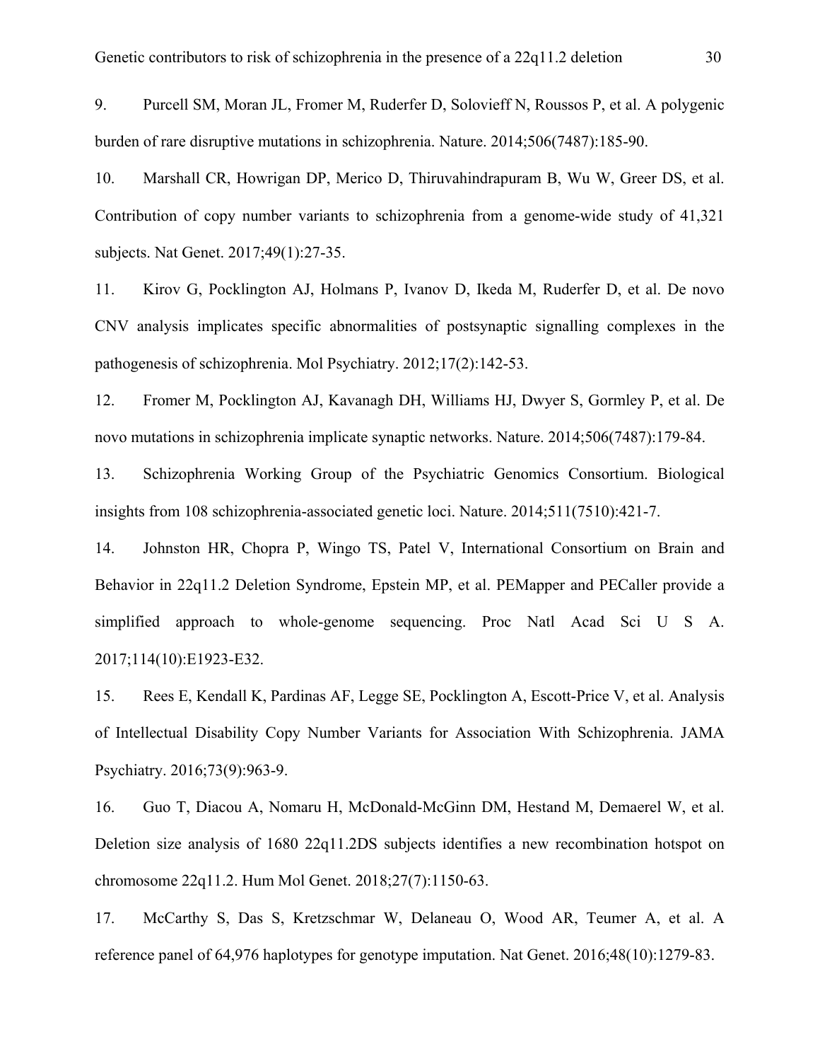9. Purcell SM, Moran JL, Fromer M, Ruderfer D, Solovieff N, Roussos P, et al. A polygenic burden of rare disruptive mutations in schizophrenia. Nature. 2014;506(7487):185-90.

10. Marshall CR, Howrigan DP, Merico D, Thiruvahindrapuram B, Wu W, Greer DS, et al. Contribution of copy number variants to schizophrenia from a genome-wide study of 41,321 subjects. Nat Genet. 2017;49(1):27-35.

11. Kirov G, Pocklington AJ, Holmans P, Ivanov D, Ikeda M, Ruderfer D, et al. De novo CNV analysis implicates specific abnormalities of postsynaptic signalling complexes in the pathogenesis of schizophrenia. Mol Psychiatry. 2012;17(2):142-53.

12. Fromer M, Pocklington AJ, Kavanagh DH, Williams HJ, Dwyer S, Gormley P, et al. De novo mutations in schizophrenia implicate synaptic networks. Nature. 2014;506(7487):179-84.

13. Schizophrenia Working Group of the Psychiatric Genomics Consortium. Biological insights from 108 schizophrenia-associated genetic loci. Nature. 2014;511(7510):421-7.

14. Johnston HR, Chopra P, Wingo TS, Patel V, International Consortium on Brain and Behavior in 22q11.2 Deletion Syndrome, Epstein MP, et al. PEMapper and PECaller provide a simplified approach to whole-genome sequencing. Proc Natl Acad Sci U S A. 2017;114(10):E1923-E32.

15. Rees E, Kendall K, Pardinas AF, Legge SE, Pocklington A, Escott-Price V, et al. Analysis of Intellectual Disability Copy Number Variants for Association With Schizophrenia. JAMA Psychiatry. 2016;73(9):963-9.

16. Guo T, Diacou A, Nomaru H, McDonald-McGinn DM, Hestand M, Demaerel W, et al. Deletion size analysis of 1680 22q11.2DS subjects identifies a new recombination hotspot on chromosome 22q11.2. Hum Mol Genet. 2018;27(7):1150-63.

17. McCarthy S, Das S, Kretzschmar W, Delaneau O, Wood AR, Teumer A, et al. A reference panel of 64,976 haplotypes for genotype imputation. Nat Genet. 2016;48(10):1279-83.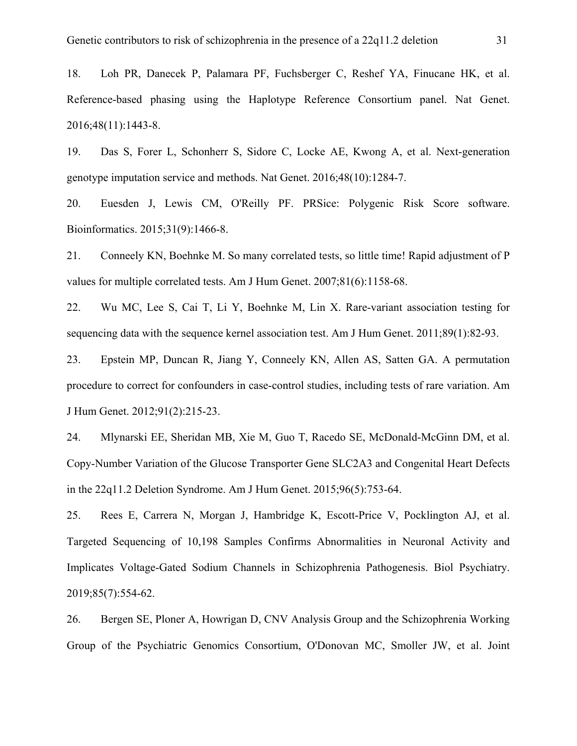18. Loh PR, Danecek P, Palamara PF, Fuchsberger C, Reshef YA, Finucane HK, et al. Reference-based phasing using the Haplotype Reference Consortium panel. Nat Genet. 2016;48(11):1443-8.

19. Das S, Forer L, Schonherr S, Sidore C, Locke AE, Kwong A, et al. Next-generation genotype imputation service and methods. Nat Genet. 2016;48(10):1284-7.

20. Euesden J, Lewis CM, O'Reilly PF. PRSice: Polygenic Risk Score software. Bioinformatics. 2015;31(9):1466-8.

21. Conneely KN, Boehnke M. So many correlated tests, so little time! Rapid adjustment of P values for multiple correlated tests. Am J Hum Genet. 2007;81(6):1158-68.

22. Wu MC, Lee S, Cai T, Li Y, Boehnke M, Lin X. Rare-variant association testing for sequencing data with the sequence kernel association test. Am J Hum Genet. 2011;89(1):82-93.

23. Epstein MP, Duncan R, Jiang Y, Conneely KN, Allen AS, Satten GA. A permutation procedure to correct for confounders in case-control studies, including tests of rare variation. Am J Hum Genet. 2012;91(2):215-23.

24. Mlynarski EE, Sheridan MB, Xie M, Guo T, Racedo SE, McDonald-McGinn DM, et al. Copy-Number Variation of the Glucose Transporter Gene SLC2A3 and Congenital Heart Defects in the 22q11.2 Deletion Syndrome. Am J Hum Genet. 2015;96(5):753-64.

25. Rees E, Carrera N, Morgan J, Hambridge K, Escott-Price V, Pocklington AJ, et al. Targeted Sequencing of 10,198 Samples Confirms Abnormalities in Neuronal Activity and Implicates Voltage-Gated Sodium Channels in Schizophrenia Pathogenesis. Biol Psychiatry. 2019;85(7):554-62.

26. Bergen SE, Ploner A, Howrigan D, CNV Analysis Group and the Schizophrenia Working Group of the Psychiatric Genomics Consortium, O'Donovan MC, Smoller JW, et al. Joint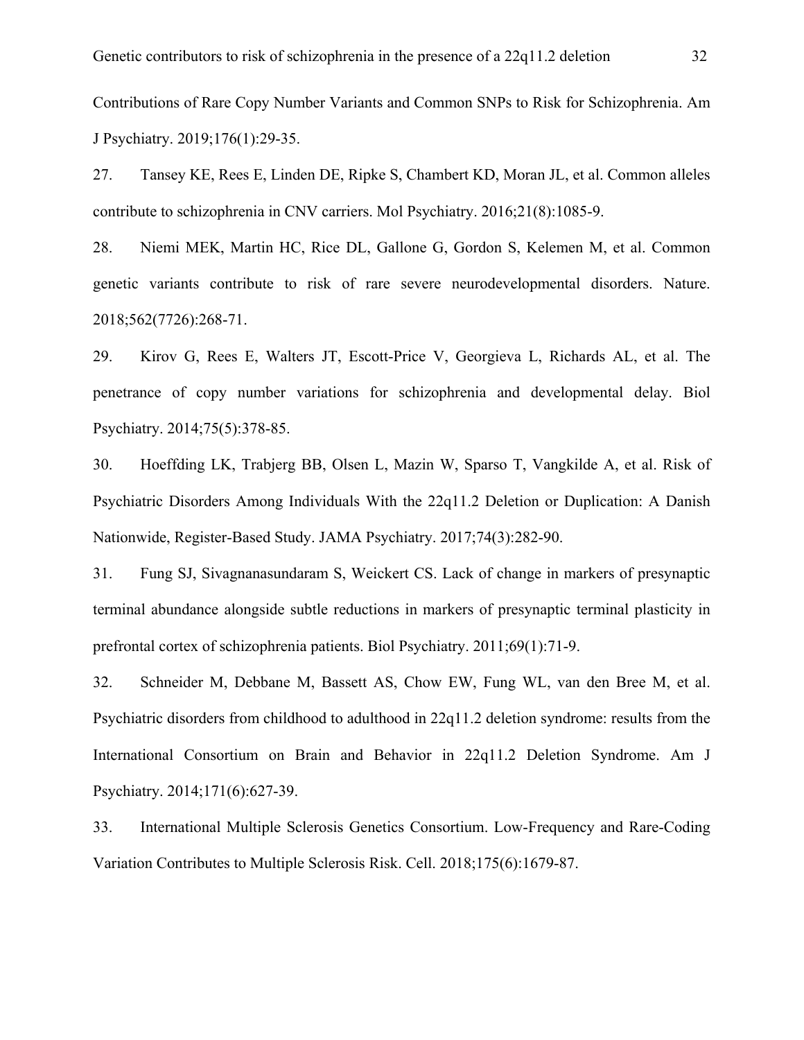Contributions of Rare Copy Number Variants and Common SNPs to Risk for Schizophrenia. Am J Psychiatry. 2019;176(1):29-35.

27. Tansey KE, Rees E, Linden DE, Ripke S, Chambert KD, Moran JL, et al. Common alleles contribute to schizophrenia in CNV carriers. Mol Psychiatry. 2016;21(8):1085-9.

28. Niemi MEK, Martin HC, Rice DL, Gallone G, Gordon S, Kelemen M, et al. Common genetic variants contribute to risk of rare severe neurodevelopmental disorders. Nature. 2018;562(7726):268-71.

29. Kirov G, Rees E, Walters JT, Escott-Price V, Georgieva L, Richards AL, et al. The penetrance of copy number variations for schizophrenia and developmental delay. Biol Psychiatry. 2014;75(5):378-85.

30. Hoeffding LK, Trabjerg BB, Olsen L, Mazin W, Sparso T, Vangkilde A, et al. Risk of Psychiatric Disorders Among Individuals With the 22q11.2 Deletion or Duplication: A Danish Nationwide, Register-Based Study. JAMA Psychiatry. 2017;74(3):282-90.

31. Fung SJ, Sivagnanasundaram S, Weickert CS. Lack of change in markers of presynaptic terminal abundance alongside subtle reductions in markers of presynaptic terminal plasticity in prefrontal cortex of schizophrenia patients. Biol Psychiatry. 2011;69(1):71-9.

32. Schneider M, Debbane M, Bassett AS, Chow EW, Fung WL, van den Bree M, et al. Psychiatric disorders from childhood to adulthood in 22q11.2 deletion syndrome: results from the International Consortium on Brain and Behavior in 22q11.2 Deletion Syndrome. Am J Psychiatry. 2014;171(6):627-39.

33. International Multiple Sclerosis Genetics Consortium. Low-Frequency and Rare-Coding Variation Contributes to Multiple Sclerosis Risk. Cell. 2018;175(6):1679-87.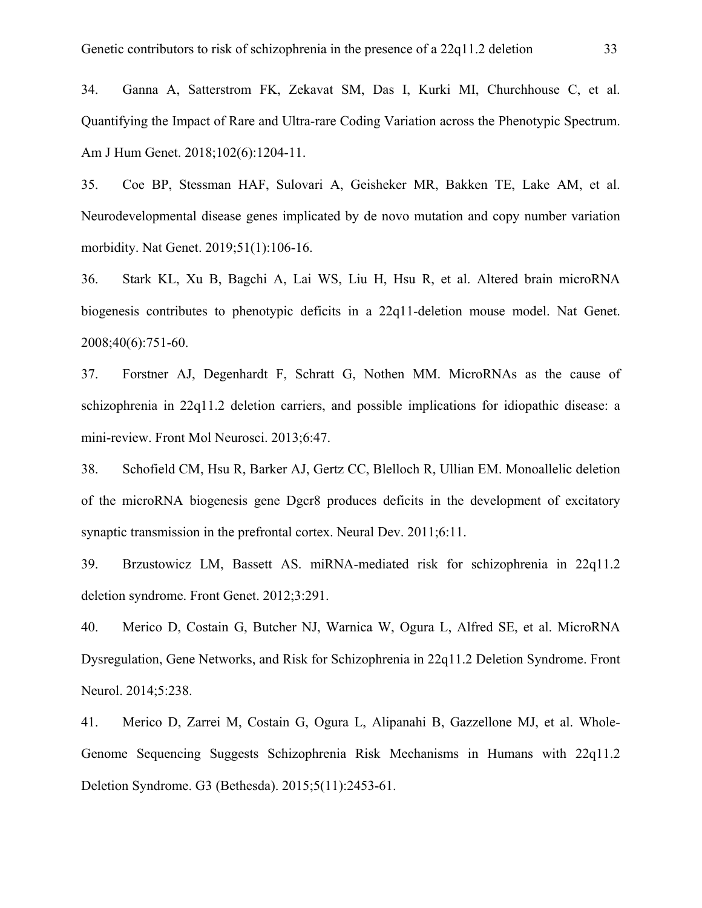34. Ganna A, Satterstrom FK, Zekavat SM, Das I, Kurki MI, Churchhouse C, et al. Quantifying the Impact of Rare and Ultra-rare Coding Variation across the Phenotypic Spectrum. Am J Hum Genet. 2018;102(6):1204-11.

35. Coe BP, Stessman HAF, Sulovari A, Geisheker MR, Bakken TE, Lake AM, et al. Neurodevelopmental disease genes implicated by de novo mutation and copy number variation morbidity. Nat Genet. 2019;51(1):106-16.

36. Stark KL, Xu B, Bagchi A, Lai WS, Liu H, Hsu R, et al. Altered brain microRNA biogenesis contributes to phenotypic deficits in a 22q11-deletion mouse model. Nat Genet. 2008;40(6):751-60.

37. Forstner AJ, Degenhardt F, Schratt G, Nothen MM. MicroRNAs as the cause of schizophrenia in 22q11.2 deletion carriers, and possible implications for idiopathic disease: a mini-review. Front Mol Neurosci. 2013;6:47.

38. Schofield CM, Hsu R, Barker AJ, Gertz CC, Blelloch R, Ullian EM. Monoallelic deletion of the microRNA biogenesis gene Dgcr8 produces deficits in the development of excitatory synaptic transmission in the prefrontal cortex. Neural Dev. 2011;6:11.

39. Brzustowicz LM, Bassett AS. miRNA-mediated risk for schizophrenia in 22q11.2 deletion syndrome. Front Genet. 2012;3:291.

40. Merico D, Costain G, Butcher NJ, Warnica W, Ogura L, Alfred SE, et al. MicroRNA Dysregulation, Gene Networks, and Risk for Schizophrenia in 22q11.2 Deletion Syndrome. Front Neurol. 2014;5:238.

41. Merico D, Zarrei M, Costain G, Ogura L, Alipanahi B, Gazzellone MJ, et al. Whole-Genome Sequencing Suggests Schizophrenia Risk Mechanisms in Humans with 22q11.2 Deletion Syndrome. G3 (Bethesda). 2015;5(11):2453-61.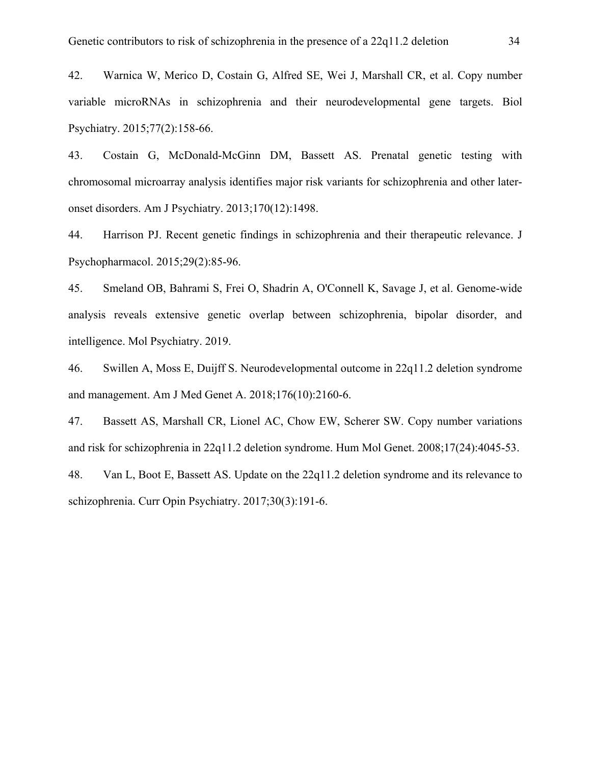42. Warnica W, Merico D, Costain G, Alfred SE, Wei J, Marshall CR, et al. Copy number variable microRNAs in schizophrenia and their neurodevelopmental gene targets. Biol Psychiatry. 2015;77(2):158-66.

43. Costain G, McDonald-McGinn DM, Bassett AS. Prenatal genetic testing with chromosomal microarray analysis identifies major risk variants for schizophrenia and other later-onset disorders. Am J Psychiatry. 2013;170(12):1498.

44. Harrison PJ. Recent genetic findings in schizophrenia and their therapeutic relevance. J Psychopharmacol. 2015;29(2):85-96.

45. Smeland OB, Bahrami S, Frei O, Shadrin A, O'Connell K, Savage J, et al. Genome-wide analysis reveals extensive genetic overlap between schizophrenia, bipolar disorder, and intelligence. Mol Psychiatry. 2019.

46. Swillen A, Moss E, Duijff S. Neurodevelopmental outcome in 22q11.2 deletion syndrome and management. Am J Med Genet A. 2018;176(10):2160-6.

47. Bassett AS, Marshall CR, Lionel AC, Chow EW, Scherer SW. Copy number variations and risk for schizophrenia in 22q11.2 deletion syndrome. Hum Mol Genet. 2008;17(24):4045-53.

48. Van L, Boot E, Bassett AS. Update on the 22q11.2 deletion syndrome and its relevance to schizophrenia. Curr Opin Psychiatry. 2017;30(3):191-6.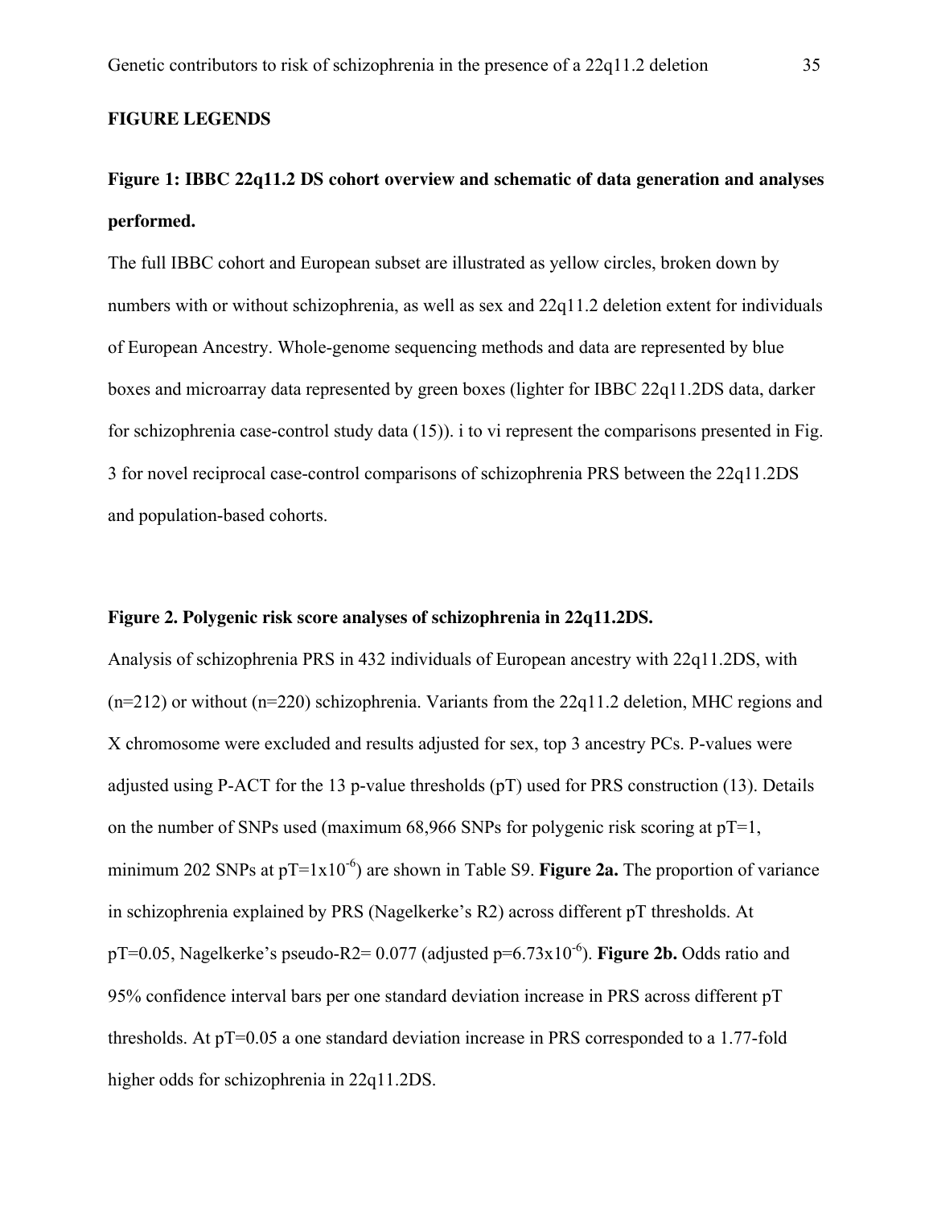## FIGURE LEGENDS

**Figure 1: IBBC 22q11.2 DS cohort overview and schematic of data generation and analyses performed.**

The full IBBC cohort and European subset are illustrated as yellow circles, broken down by numbers with or without schizophrenia, as well as sex and 22q11.2 deletion extent for individuals of European Ancestry. Whole-genome sequencing methods and data are represented by blue boxes and microarray data represented by green boxes (lighter for IBBC 22q11.2DS data, darker for schizophrenia case-control study data (15)). i to vi represent the comparisons presented in Fig. 3 for novel reciprocal case-control comparisons of schizophrenia PRS between the 22q11.2DS and population-based cohorts.

**Figure 2. Polygenic risk score analyses of schizophrenia in 22q11.2DS.**

Analysis of schizophrenia PRS in 432 individuals of European ancestry with 22q11.2DS, with (n=212) or without (n=220) schizophrenia. Variants from the 22q11.2 deletion, MHC regions and X chromosome were excluded and results adjusted for sex, top 3 ancestry PCs. P-values were adjusted using P-ACT for the 13 p-value thresholds (pT) used for PRS construction (13). Details on the number of SNPs used (maximum 68,966 SNPs for polygenic risk scoring at pT=1, minimum 202 SNPs at pT=$1 \times 10^{-6}$) are shown in Table S9. **Figure 2a.** The proportion of variance in schizophrenia explained by PRS (Nagelkerke's R2) across different pT thresholds. At pT=0.05, Nagelkerke's pseudo-R2= 0.077 (adjusted p=$6.73 \times 10^{-6}$). **Figure 2b.** Odds ratio and 95% confidence interval bars per one standard deviation increase in PRS across different pT thresholds. At pT=0.05 a one standard deviation increase in PRS corresponded to a 1.77-fold higher odds for schizophrenia in 22q11.2DS.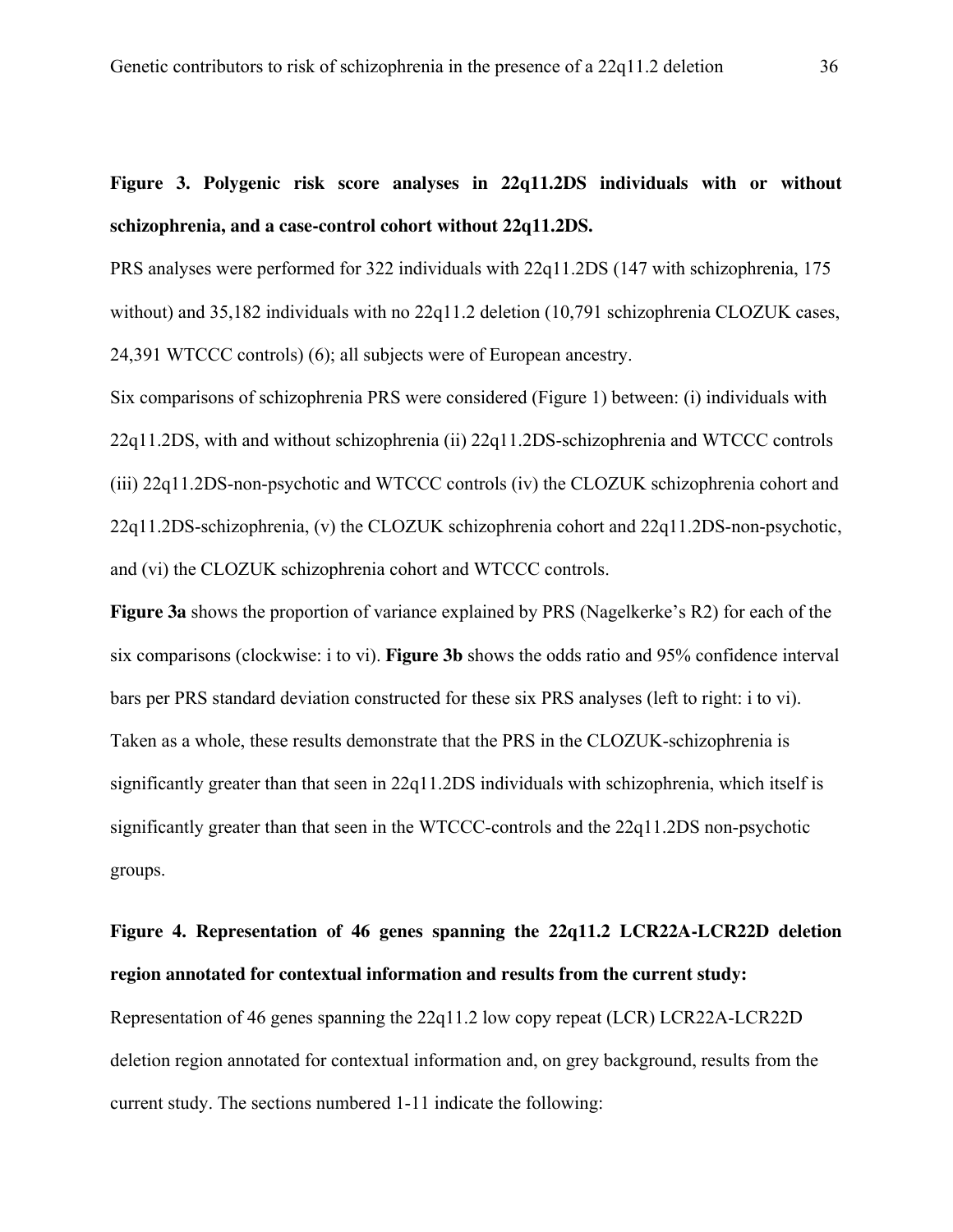**Figure 3. Polygenic risk score analyses in 22q11.2DS individuals with or without schizophrenia, and a case-control cohort without 22q11.2DS.**

PRS analyses were performed for 322 individuals with 22q11.2DS (147 with schizophrenia, 175 without) and 35,182 individuals with no 22q11.2 deletion (10,791 schizophrenia CLOZUK cases, 24,391 WTCCC controls) (6); all subjects were of European ancestry.

Six comparisons of schizophrenia PRS were considered (Figure 1) between: (i) individuals with 22q11.2DS, with and without schizophrenia (ii) 22q11.2DS-schizophrenia and WTCCC controls (iii) 22q11.2DS-non-psychotic and WTCCC controls (iv) the CLOZUK schizophrenia cohort and 22q11.2DS-schizophrenia, (v) the CLOZUK schizophrenia cohort and 22q11.2DS-non-psychotic, and (vi) the CLOZUK schizophrenia cohort and WTCCC controls.

**Figure 3a** shows the proportion of variance explained by PRS (Nagelkerke's R2) for each of the six comparisons (clockwise: i to vi). **Figure 3b** shows the odds ratio and 95% confidence interval bars per PRS standard deviation constructed for these six PRS analyses (left to right: i to vi). Taken as a whole, these results demonstrate that the PRS in the CLOZUK-schizophrenia is significantly greater than that seen in 22q11.2DS individuals with schizophrenia, which itself is significantly greater than that seen in the WTCCC-controls and the 22q11.2DS non-psychotic groups.

**Figure 4. Representation of 46 genes spanning the 22q11.2 LCR22A-LCR22D deletion region annotated for contextual information and results from the current study:**

Representation of 46 genes spanning the 22q11.2 low copy repeat (LCR) LCR22A-LCR22D deletion region annotated for contextual information and, on grey background, results from the current study. The sections numbered 1-11 indicate the following: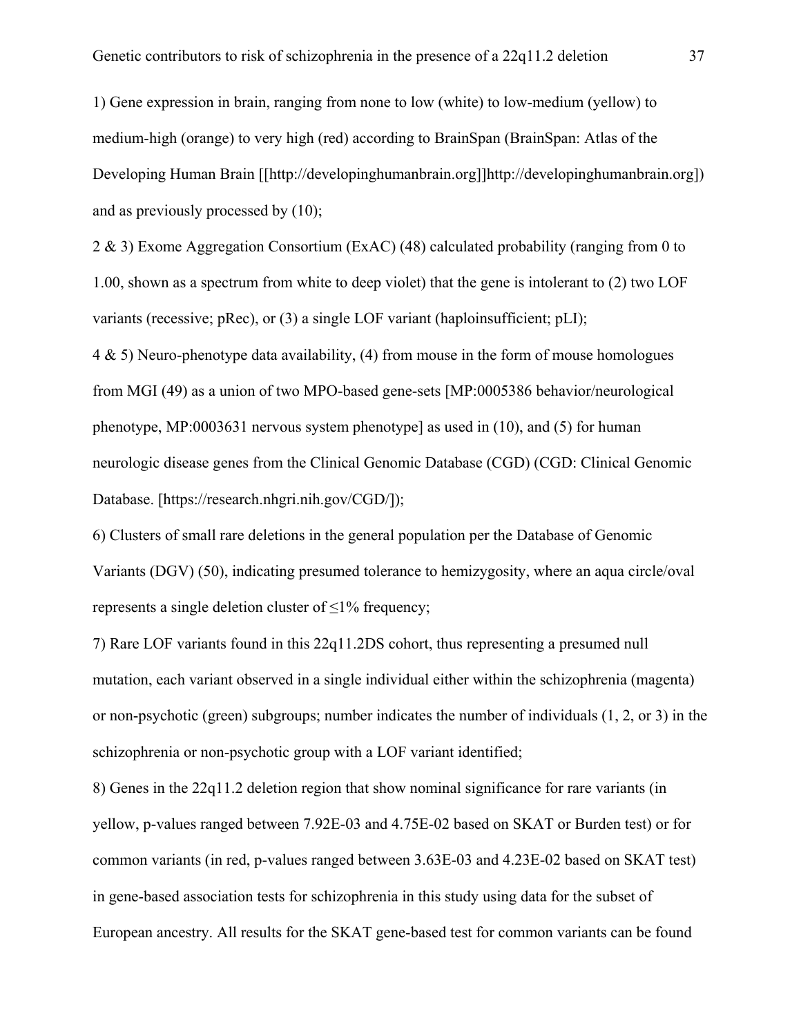1) Gene expression in brain, ranging from none to low (white) to low-medium (yellow) to medium-high (orange) to very high (red) according to BrainSpan (BrainSpan: Atlas of the Developing Human Brain [[http://developinghumanbrain.org]]http://developinghumanbrain.org]) and as previously processed by (10);

2 & 3) Exome Aggregation Consortium (ExAC) (48) calculated probability (ranging from 0 to 1.00, shown as a spectrum from white to deep violet) that the gene is intolerant to (2) two LOF variants (recessive; pRec), or (3) a single LOF variant (haploinsufficient; pLI);

4 & 5) Neuro-phenotype data availability, (4) from mouse in the form of mouse homologues from MGI (49) as a union of two MPO-based gene-sets [MP:0005386 behavior/neurological phenotype, MP:0003631 nervous system phenotype] as used in (10), and (5) for human neurologic disease genes from the Clinical Genomic Database (CGD) (CGD: Clinical Genomic Database. [https://research.nhgri.nih.gov/CGD/]);

6) Clusters of small rare deletions in the general population per the Database of Genomic Variants (DGV) (50), indicating presumed tolerance to hemizygosity, where an aqua circle/oval represents a single deletion cluster of ≤1% frequency;

7) Rare LOF variants found in this 22q11.2DS cohort, thus representing a presumed null mutation, each variant observed in a single individual either within the schizophrenia (magenta) or non-psychotic (green) subgroups; number indicates the number of individuals (1, 2, or 3) in the schizophrenia or non-psychotic group with a LOF variant identified;

8) Genes in the 22q11.2 deletion region that show nominal significance for rare variants (in yellow, p-values ranged between 7.92E-03 and 4.75E-02 based on SKAT or Burden test) or for common variants (in red, p-values ranged between 3.63E-03 and 4.23E-02 based on SKAT test) in gene-based association tests for schizophrenia in this study using data for the subset of European ancestry. All results for the SKAT gene-based test for common variants can be found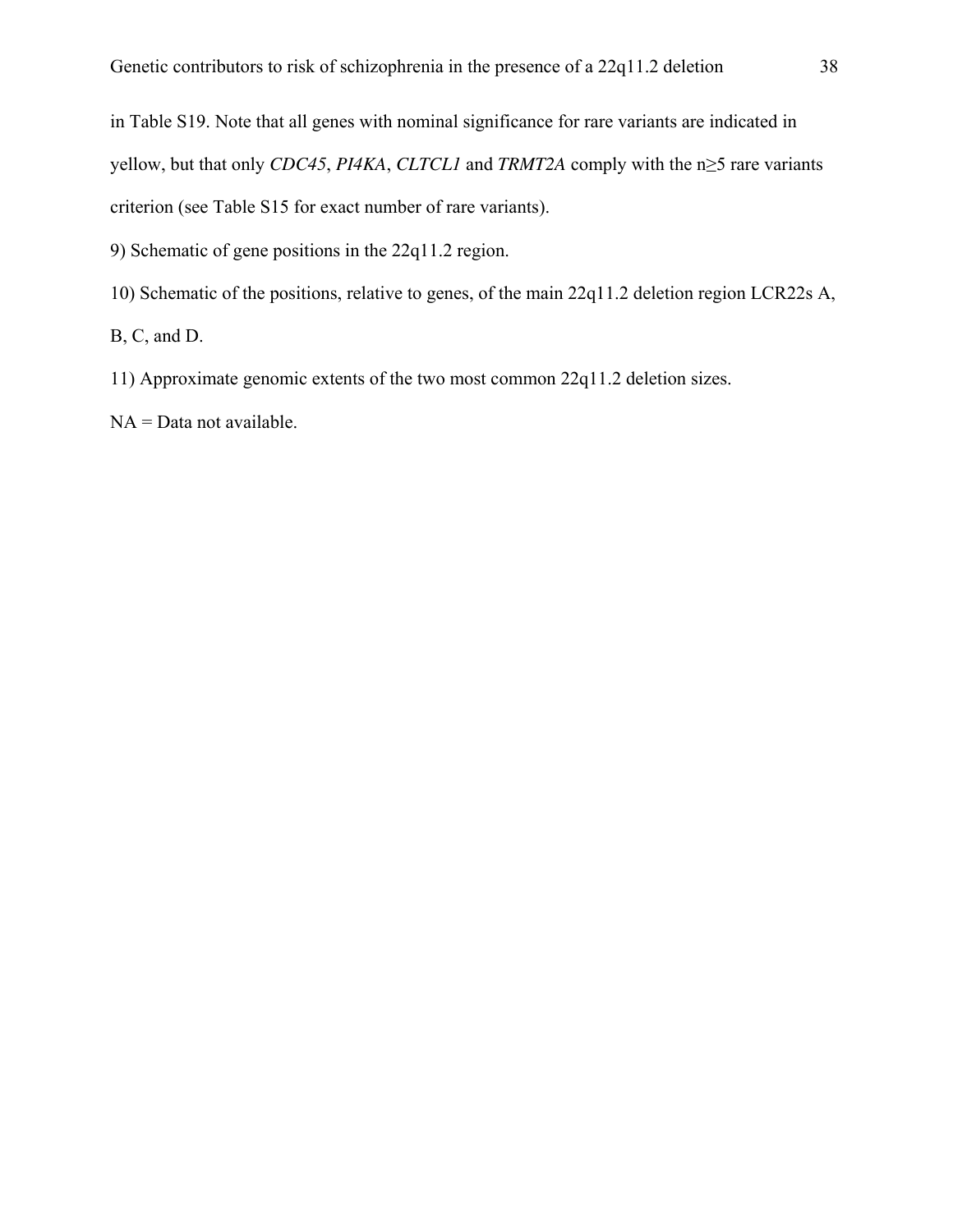in Table S19. Note that all genes with nominal significance for rare variants are indicated in yellow, but that only *CDC45*, *PI4KA*, *CLTCL1* and *TRMT2A* comply with the n≥5 rare variants criterion (see Table S15 for exact number of rare variants).

9) Schematic of gene positions in the 22q11.2 region.

10) Schematic of the positions, relative to genes, of the main 22q11.2 deletion region LCR22s A, B, C, and D.

11) Approximate genomic extents of the two most common 22q11.2 deletion sizes.

NA = Data not available.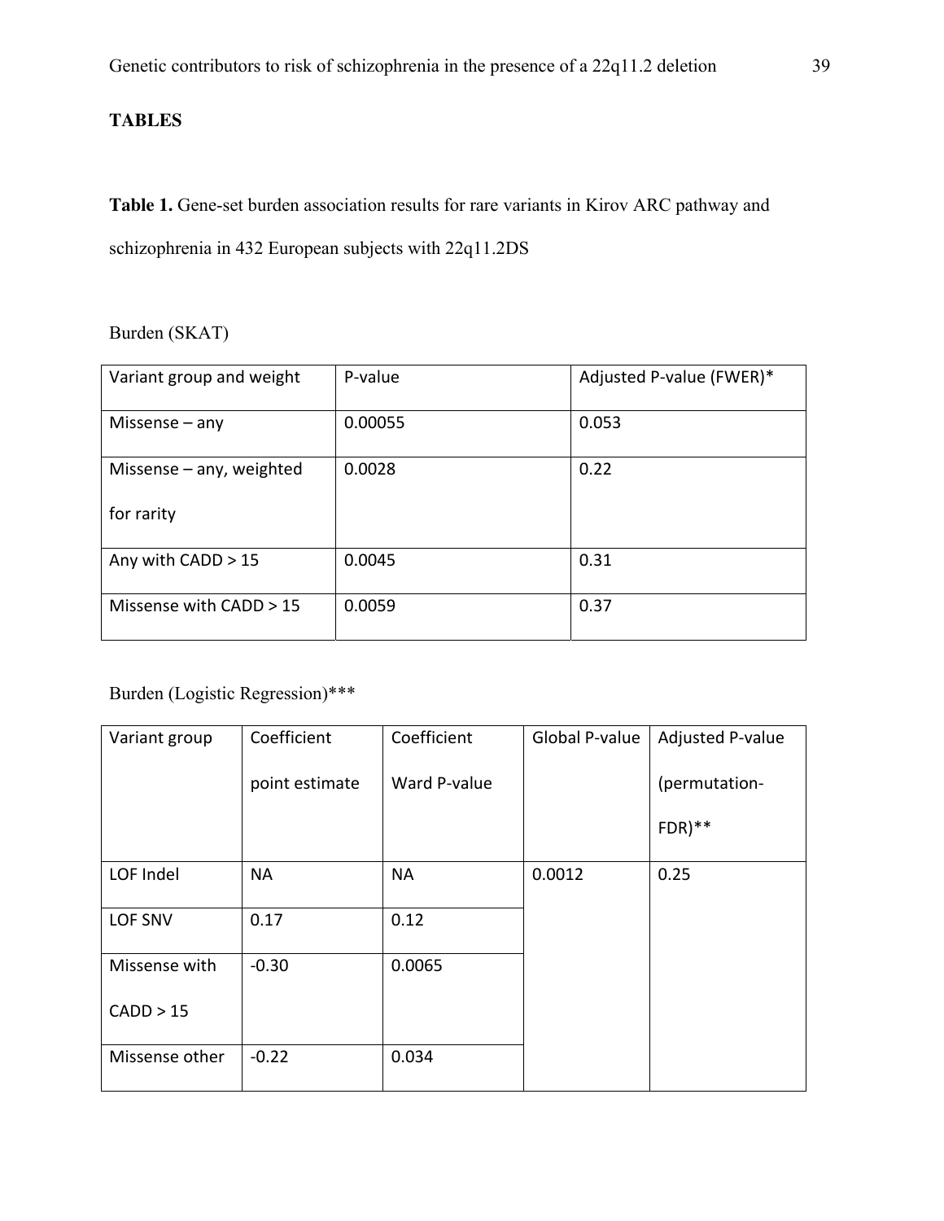# TABLES

**Table 1.** Gene-set burden association results for rare variants in Kirov ARC pathway and schizophrenia in 432 European subjects with 22q11.2DS

Burden (SKAT)

| Variant group and weight | P-value | Adjusted P-value (FWER)* |
|---|---|---|
| Missense – any | 0.00055 | 0.053 |
| Missense – any, weighted for rarity | 0.0028 | 0.22 |
| Any with CADD > 15 | 0.0045 | 0.31 |
| Missense with CADD > 15 | 0.0059 | 0.37 |

Burden (Logistic Regression)***

| Variant group | Coefficient point estimate | Coefficient Ward P-value | Global P-value | Adjusted P-value (permutation-FDR)** |
|---|---|---|---|---|
| LOF Indel | NA | NA | 0.0012 | 0.25 |
| LOF SNV | 0.17 | 0.12 | | |
| Missense with CADD > 15 | -0.30 | 0.0065 | | |
| Missense other | -0.22 | 0.034 | | |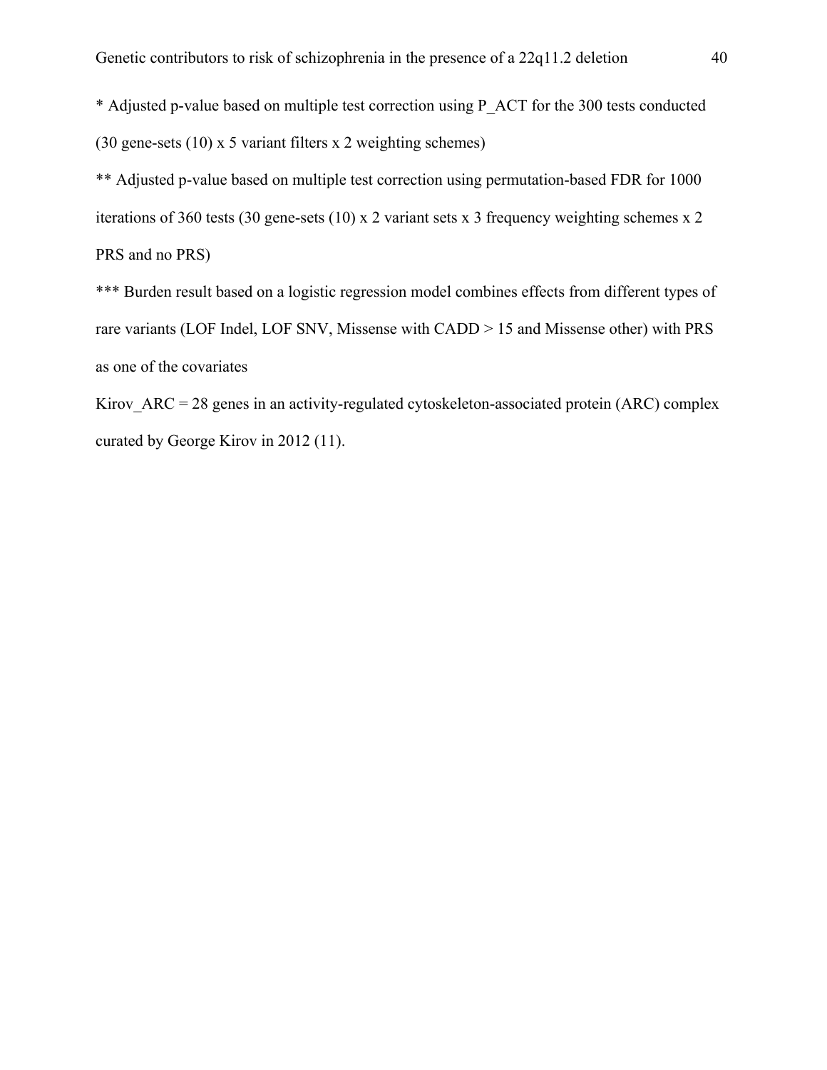* Adjusted p-value based on multiple test correction using P_ACT for the 300 tests conducted (30 gene-sets (10) x 5 variant filters x 2 weighting schemes)

** Adjusted p-value based on multiple test correction using permutation-based FDR for 1000 iterations of 360 tests (30 gene-sets (10) x 2 variant sets x 3 frequency weighting schemes x 2 PRS and no PRS)

*** Burden result based on a logistic regression model combines effects from different types of rare variants (LOF Indel, LOF SNV, Missense with CADD > 15 and Missense other) with PRS as one of the covariates

Kirov_ARC = 28 genes in an activity-regulated cytoskeleton-associated protein (ARC) complex curated by George Kirov in 2012 (11).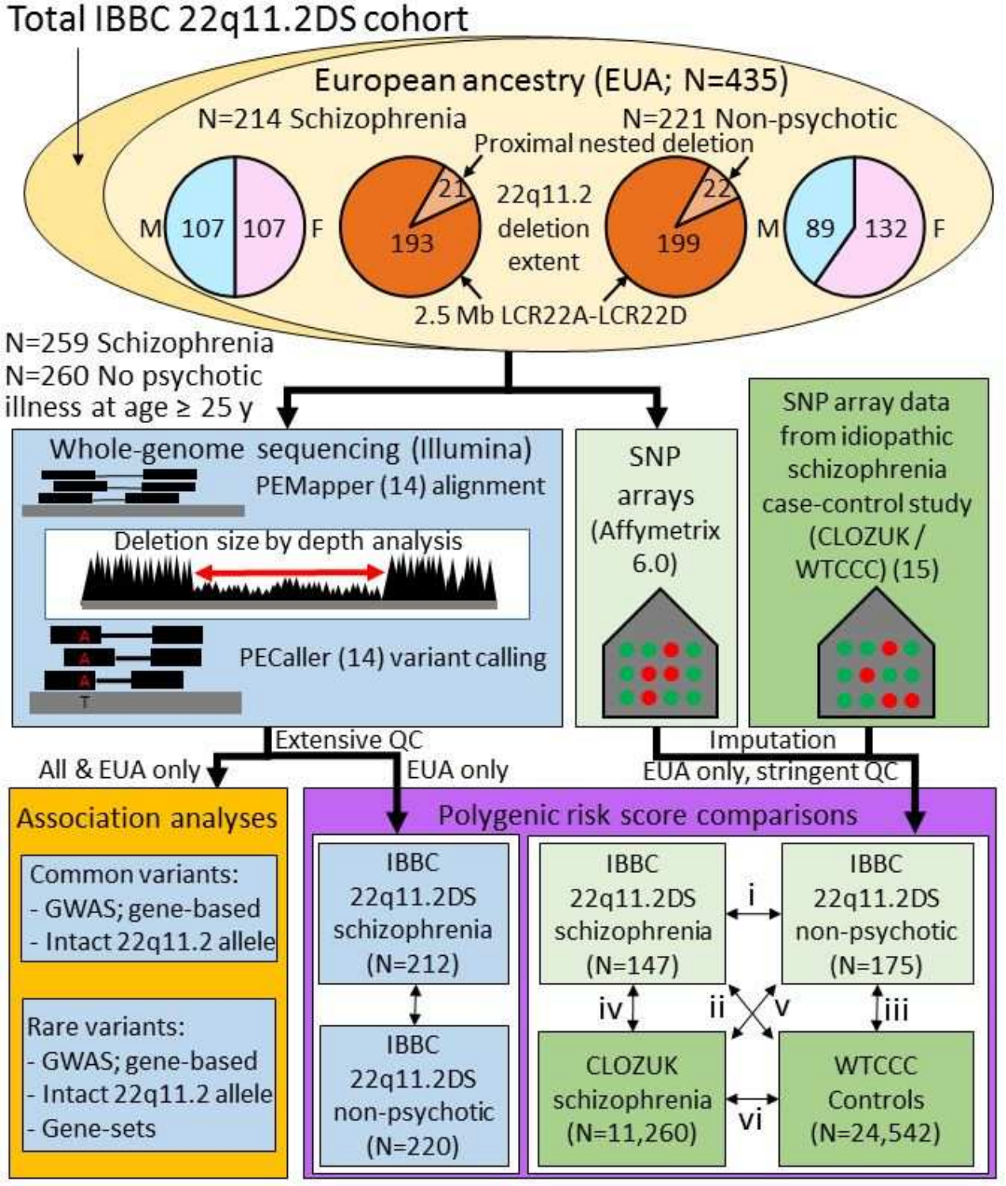Total IBBC 22q11.2DS cohort

European ancestry (EUA; N=435)

N=214 Schizophrenia

N=221 Non-psychotic

Proximal nested deletion

M 107 | 107 F

21 / 193

22q11.2 deletion extent

22 / 199

M 89 | 132 F

2.5 Mb LCR22A-LCR22D

N=259 Schizophrenia
N=260 No psychotic illness at age ≥ 25 y

Whole-genome sequencing (Illumina)

PEMapper (14) alignment

Deletion size by depth analysis

PECaller (14) variant calling

SNP arrays (Affymetrix 6.0)

SNP array data from idiopathic schizophrenia case-control study (CLOZUK / WTCCC) (15)

Extensive QC

All & EUA only

EUA only

Imputation

EUA only, stringent QC

**Association analyses**

Common variants:
- GWAS; gene-based
- Intact 22q11.2 allele

Rare variants:
- GWAS; gene-based
- Intact 22q11.2 allele
- Gene-sets

**Polygenic risk score comparisons**

IBBC 22q11.2DS schizophrenia (N=212)

IBBC 22q11.2DS non-psychotic (N=220)

IBBC 22q11.2DS schizophrenia (N=147)

i

IBBC 22q11.2DS non-psychotic (N=175)

iv

ii

v

iii

CLOZUK schizophrenia (N=11,260)

vi

WTCCC Controls (N=24,542)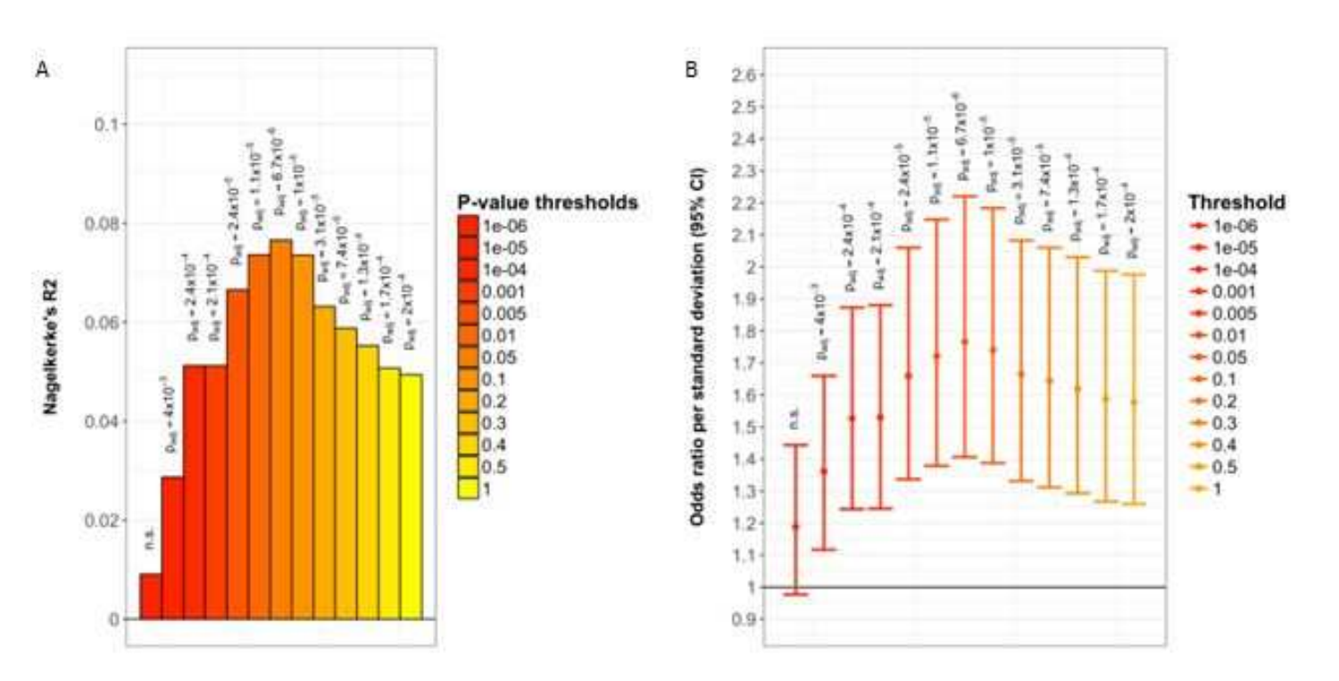A

Nagelkerke's R2

| P-value thresholds | Label |
| --- | --- |
| 1e-06 | n.s. |
| 1e-05 | $p_{adj} = 4x10^{-3}$ |
| 1e-04 | $p_{adj} = 2.4x10^{-4}$ |
| 0.001 | $p_{adj} = 2.1x10^{-4}$ |
| 0.005 | $p_{adj} = 2.4x10^{-5}$ |
| 0.01 | $p_{adj} = 1.1x10^{-5}$ |
| 0.05 | $p_{adj} = 6.7x10^{-6}$ |
| 0.1 | $p_{adj} = 1x10^{-5}$ |
| 0.2 | $p_{adj} = 3.1x10^{-5}$ |
| 0.3 | $p_{adj} = 7.4x10^{-5}$ |
| 0.4 | $p_{adj} = 1.3x10^{-4}$ |
| 0.5 | $p_{adj} = 1.7x10^{-4}$ |
| 1 | $p_{adj} = 2x10^{-4}$ |

B

Odds ratio per standard deviation (95% CI)

| Threshold | Label |
| --- | --- |
| 1e-06 | n.s. |
| 1e-05 | $p_{adj} = 4x10^{-3}$ |
| 1e-04 | $p_{adj} = 2.4x10^{-4}$ |
| 0.001 | $p_{adj} = 2.1x10^{-4}$ |
| 0.005 | $p_{adj} = 2.4x10^{-5}$ |
| 0.01 | $p_{adj} = 1.1x10^{-5}$ |
| 0.05 | $p_{adj} = 6.7x10^{-6}$ |
| 0.1 | $p_{adj} = 1x10^{-5}$ |
| 0.2 | $p_{adj} = 3.1x10^{-5}$ |
| 0.3 | $p_{adj} = 7.4x10^{-5}$ |
| 0.4 | $p_{adj} = 1.3x10^{-4}$ |
| 0.5 | $p_{adj} = 1.7x10^{-4}$ |
| 1 | $p_{adj} = 2x10^{-4}$ |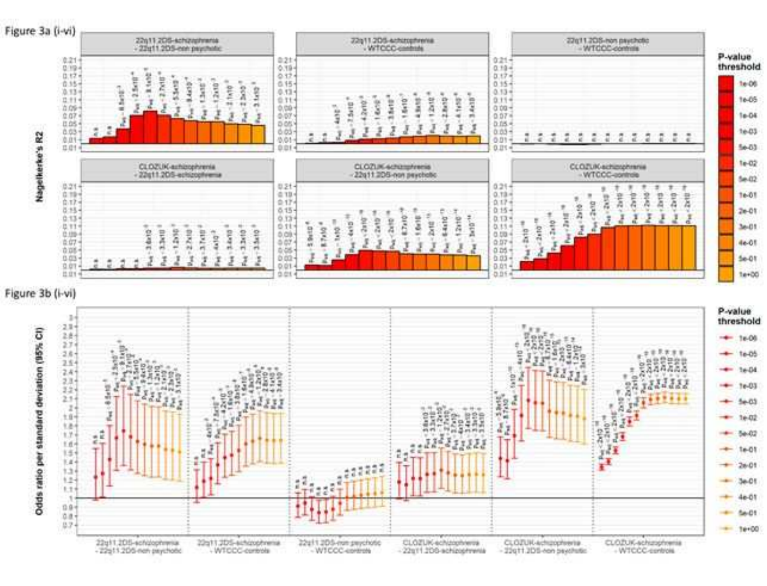Figure 3a (i-vi)

Figure 3b (i-vi)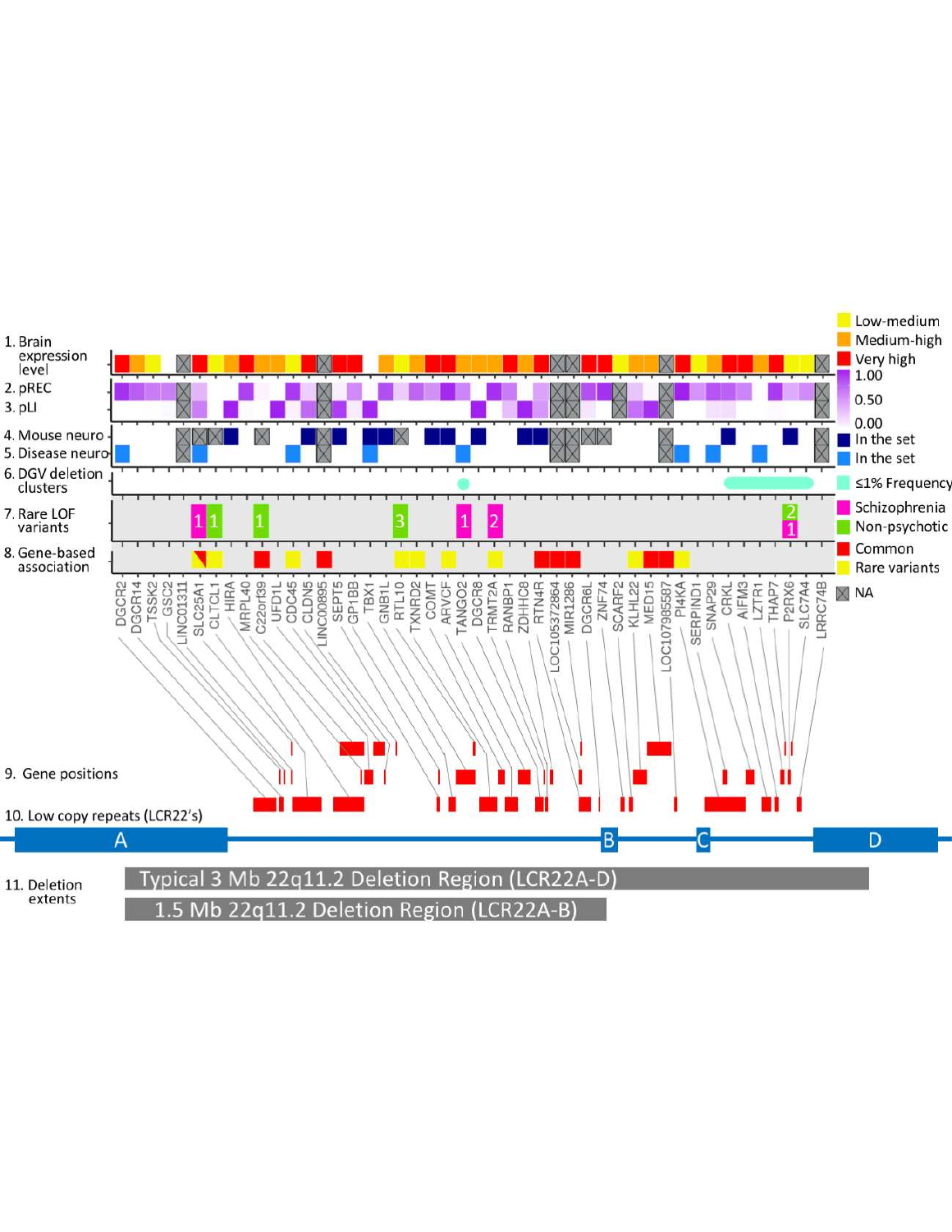1. Brain expression level
2. pREC
3. pLI
4. Mouse neuro
5. Disease neuro
6. DGV deletion clusters
7. Rare LOF variants
8. Gene-based association

Low-medium
Medium-high
Very high
1.00
0.50
0.00
In the set
In the set
≤1% Frequency
Schizophrenia
Non-psychotic
Common
Rare variants
NA

1 1 1 3 1 2 2 1

DGCR2 DGCR14 TSSK2 GSC2 LINC01311 SLC25A1 CLTCL1 HIRA MRPL40 C22orf39 UFD1L CDC45 CLDN5 LINC00895 SEPT5 GP1BB TBX1 GNB1L RTL10 TXNRD2 COMT ARVCF TANGO2 DGCR8 TRMT2A RANBP1 ZDHHC8 RTN4R LOC105372864 MIR1286 DGCR6L ZNF74 SCARF2 KLHL22 MED15 LOC107985587 PI4KA SERPIND1 SNAP29 CRKL AIFM3 LZTR1 THAP7 P2RX6 SLC7A4 LRRC74B

9. Gene positions
10. Low copy repeats (LCR22's)

A B C D

11. Deletion extents

Typical 3 Mb 22q11.2 Deletion Region (LCR22A-D)

1.5 Mb 22q11.2 Deletion Region (LCR22A-B)